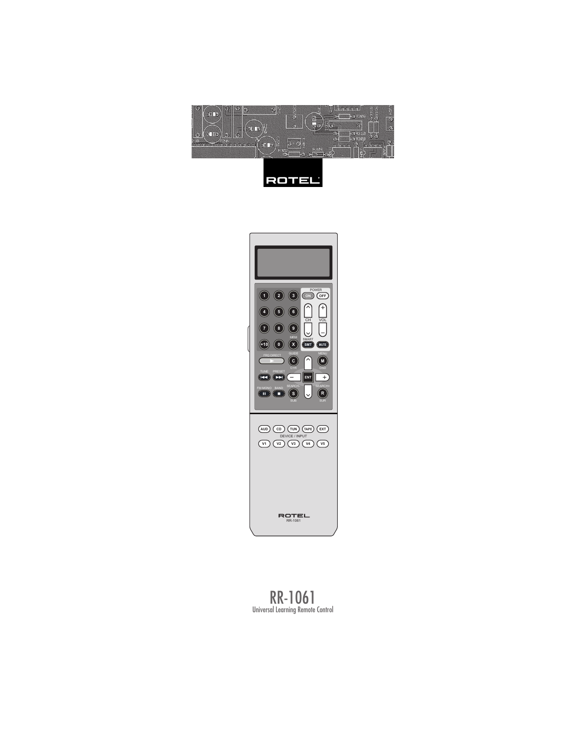# RR-1061

Universal Learning Remote Control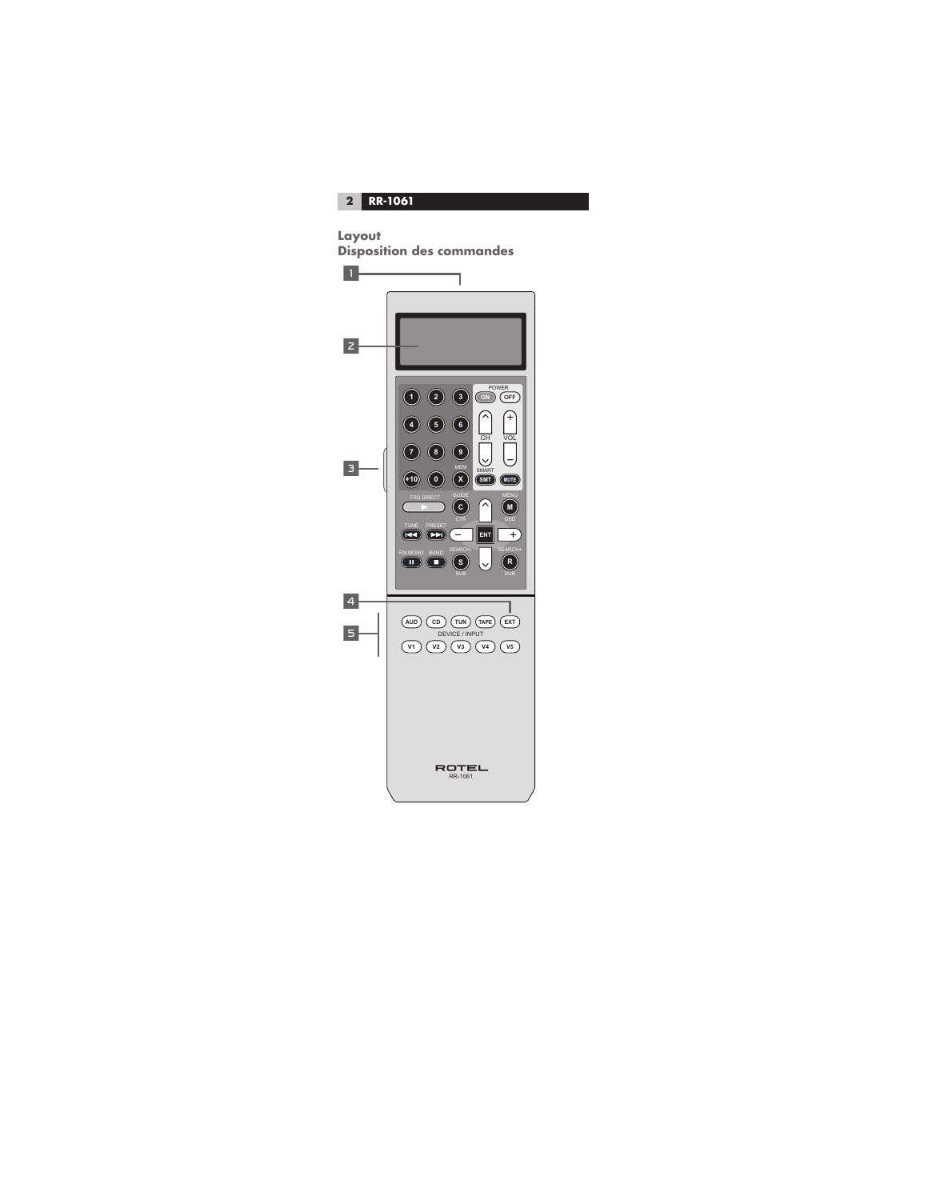## Layout
## Disposition des commandes

1

2

3

POWER
ON OFF

1 2 3
4 5 6
7 8 9
+10 0 X

CH VOL

MEM SMART
SMT MUTE

FRQ DIRECT GUIDE MENU
C M
CTR OSD

TUNE PRESET
ENT
SEARCH– SEARCH+

FM MONO BAND
S R
SUB SUR

4

5

AUD CD TUN TAPE EXT
DEVICE / INPUT
V1 V2 V3 V4 V5

ROTEL
RR-1061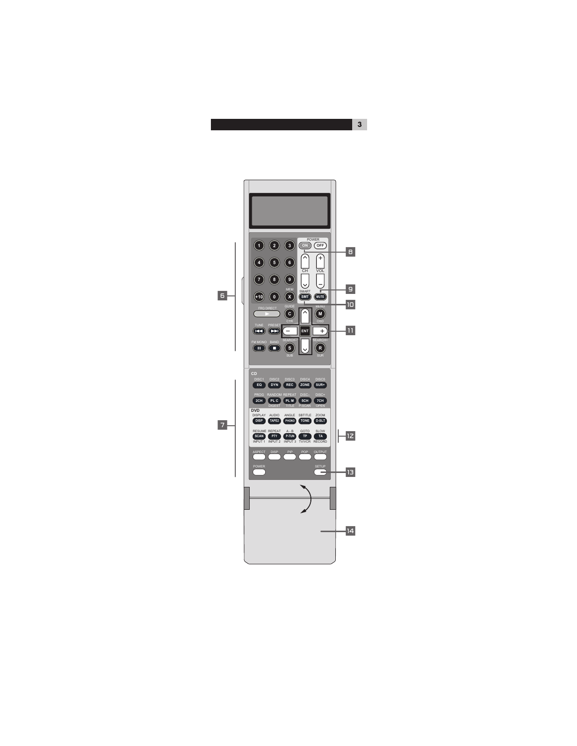POWER

ON OFF

1 2 3

4 5 6

7 8 9

+10 0 X

CH VOL

MEM

SMART

SMT MUTE

FRQ DIRECT

GUIDE C CTR

MENU M OSD

TUNE PRESET

ENT

FM MONO BAND

SEARCH– S SUB

SEARCH+ R SUR

CD

DISC1 EQ

DISC2 DYN

DISC3 REC

DISC4 ZONE

DISC5 SUR+

PROG 2CH

RANDOM PL C DIGEST

REPEAT PL M TITLE

DISC– 5CH P-SCAN

DISC+ 7CH OPEN

DVD

DISPLAY DISP

AUDIO TAPE2

ANGLE PHONO

SBTITLE TONE

ZOOM D-SLT

RESUME SCAN INPUT 1

REPEAT PTY INPUT 2

A - B P-TUN INPUT 3

GOTO TP TV/VCR

SLOW TA RECORD

ASPECT DISP PIP POP OUTPUT

POWER SETUP

6 7 8 9 10 11 12 13 14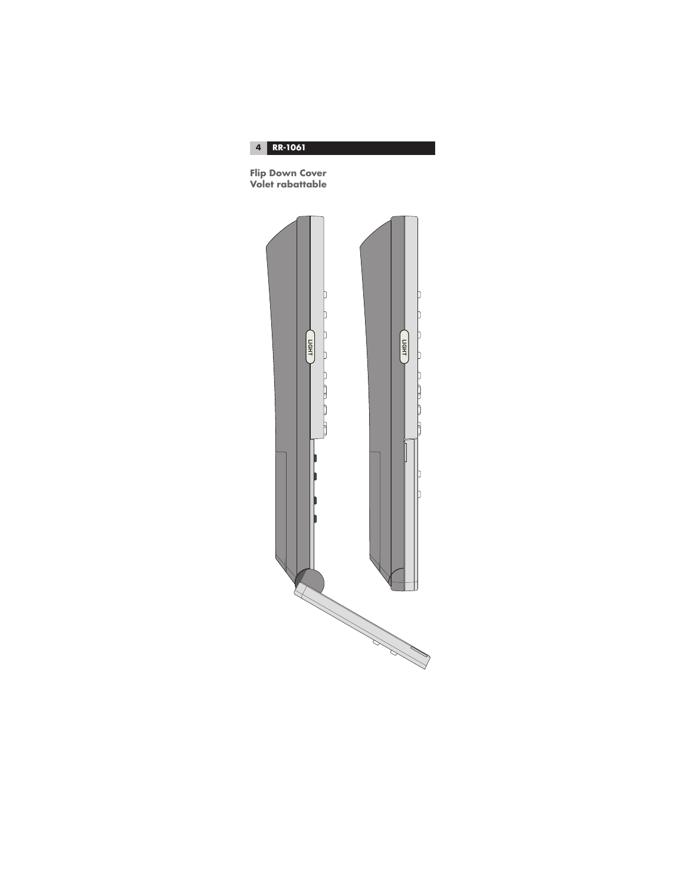## Flip Down Cover
## Volet rabattable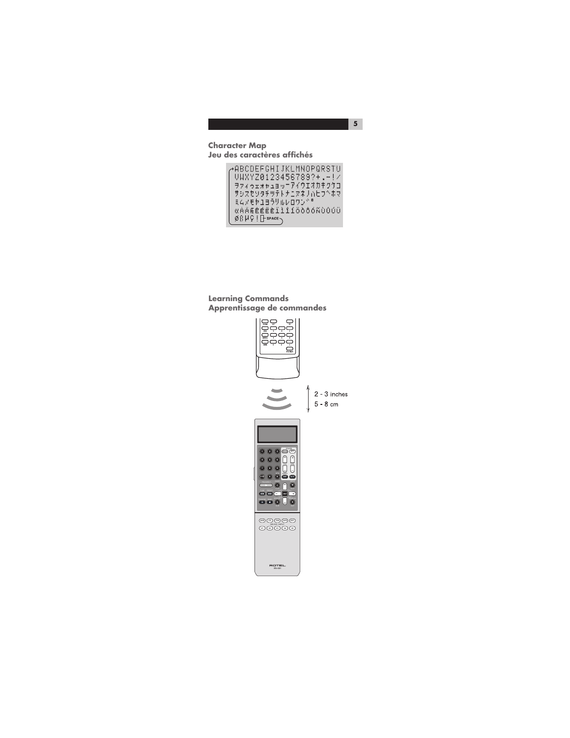## Character Map
## Jeu des caractères affichés

## Learning Commands
## Apprentissage de commandes

2 - 3 inches
5 - 8 cm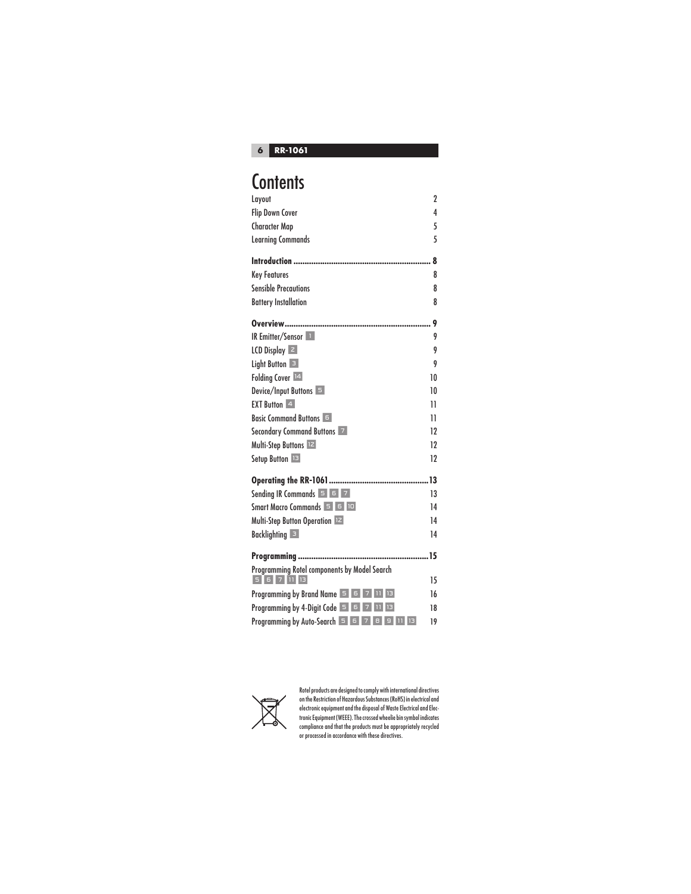# Contents

| | |
|---|---|
| Layout | 2 |
| Flip Down Cover | 4 |
| Character Map | 5 |
| Learning Commands | 5 |
| **Introduction** | **8** |
| Key Features | 8 |
| Sensible Precautions | 8 |
| Battery Installation | 8 |
| **Overview** | **9** |
| IR Emitter/Sensor 1 | 9 |
| LCD Display 2 | 9 |
| Light Button 3 | 9 |
| Folding Cover 14 | 10 |
| Device/Input Buttons 5 | 10 |
| EXT Button 4 | 11 |
| Basic Command Buttons 6 | 11 |
| Secondary Command Buttons 7 | 12 |
| Multi-Step Buttons 12 | 12 |
| Setup Button 13 | 12 |
| **Operating the RR-1061** | **13** |
| Sending IR Commands 5 6 7 | 13 |
| Smart Macro Commands 5 6 10 | 14 |
| Multi-Step Button Operation 12 | 14 |
| Backlighting 3 | 14 |
| **Programming** | **15** |
| Programming Rotel components by Model Search 5 6 7 11 13 | 15 |
| Programming by Brand Name 5 6 7 11 13 | 16 |
| Programming by 4-Digit Code 5 6 7 11 13 | 18 |
| Programming by Auto-Search 5 6 7 8 9 11 13 | 19 |

Rotel products are designed to comply with international directives on the Restriction of Hazardous Substances (RoHS) in electrical and electronic equipment and the disposal of Waste Electrical and Electronic Equipment (WEEE). The crossed wheelie bin symbol indicates compliance and that the products must be appropriately recycled or processed in accordance with these directives.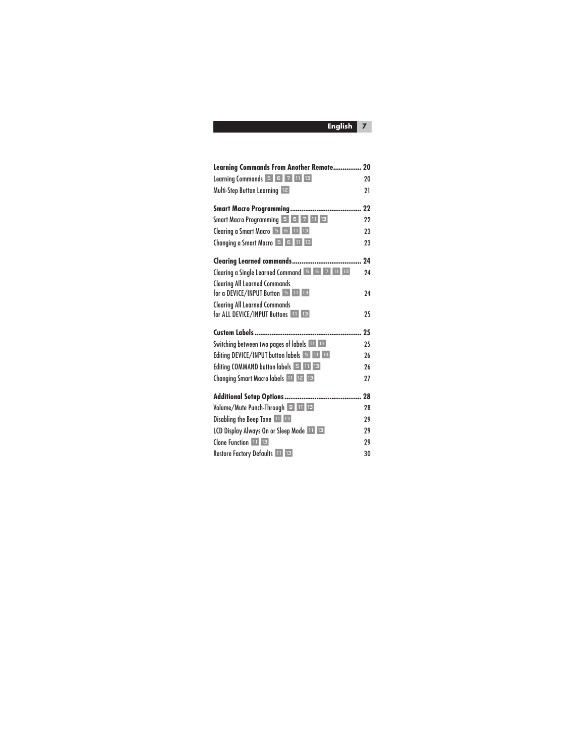**Learning Commands From Another Remote............... 20**

Learning Commands 5 6 7 11 13 20

Multi-Step Button Learning 12 21

**Smart Macro Programming...................................... 22**

Smart Macro Programming 5 6 7 11 13 22

Clearing a Smart Macro 5 6 11 13 23

Changing a Smart Macro 5 6 11 13 23

**Clearing Learned commands..................................... 24**

Clearing a Single Learned Command 5 6 7 11 13 24

Clearing All Learned Commands
for a DEVICE/INPUT Button 5 11 13 24

Clearing All Learned Commands
for ALL DEVICE/INPUT Buttons 11 13 25

**Custom Labels........................................................ 25**

Switching between two pages of labels 11 13 25

Editing DEVICE/INPUT button labels 5 11 13 26

Editing COMMAND button labels 5 11 13 26

Changing Smart Macro labels 11 12 13 27

**Additional Setup Options......................................... 28**

Volume/Mute Punch-Through 9 11 13 28

Disabling the Beep Tone 11 13 29

LCD Display Always On or Sleep Mode 11 13 29

Clone Function 11 13 29

Restore Factory Defaults 11 13 30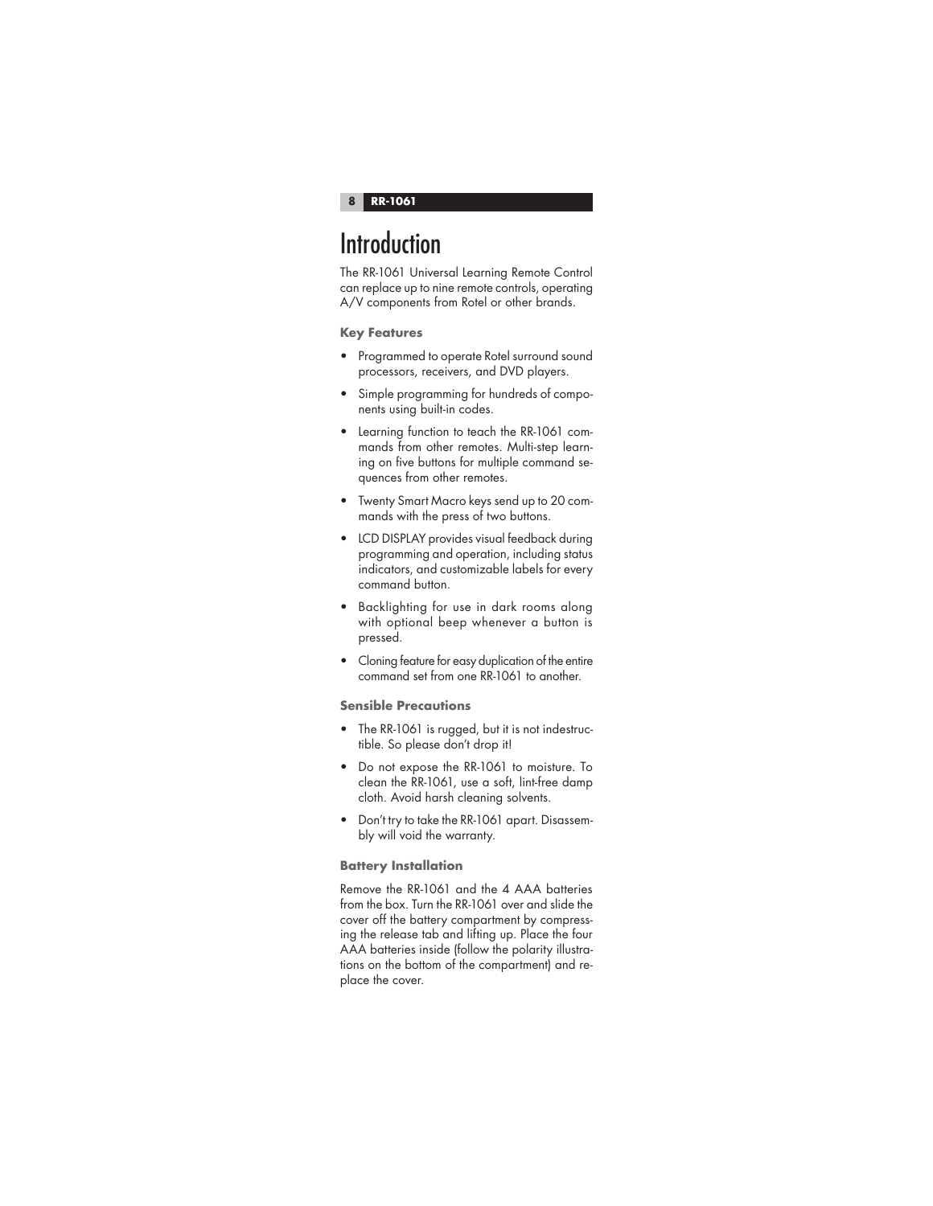# Introduction

The RR-1061 Universal Learning Remote Control can replace up to nine remote controls, operating A/V components from Rotel or other brands.

### Key Features

- Programmed to operate Rotel surround sound processors, receivers, and DVD players.
- Simple programming for hundreds of components using built-in codes.
- Learning function to teach the RR-1061 commands from other remotes. Multi-step learning on five buttons for multiple command sequences from other remotes.
- Twenty Smart Macro keys send up to 20 commands with the press of two buttons.
- LCD DISPLAY provides visual feedback during programming and operation, including status indicators, and customizable labels for every command button.
- Backlighting for use in dark rooms along with optional beep whenever a button is pressed.
- Cloning feature for easy duplication of the entire command set from one RR-1061 to another.

### Sensible Precautions

- The RR-1061 is rugged, but it is not indestructible. So please don't drop it!
- Do not expose the RR-1061 to moisture. To clean the RR-1061, use a soft, lint-free damp cloth. Avoid harsh cleaning solvents.
- Don't try to take the RR-1061 apart. Disassembly will void the warranty.

### Battery Installation

Remove the RR-1061 and the 4 AAA batteries from the box. Turn the RR-1061 over and slide the cover off the battery compartment by compressing the release tab and lifting up. Place the four AAA batteries inside (follow the polarity illustrations on the bottom of the compartment) and replace the cover.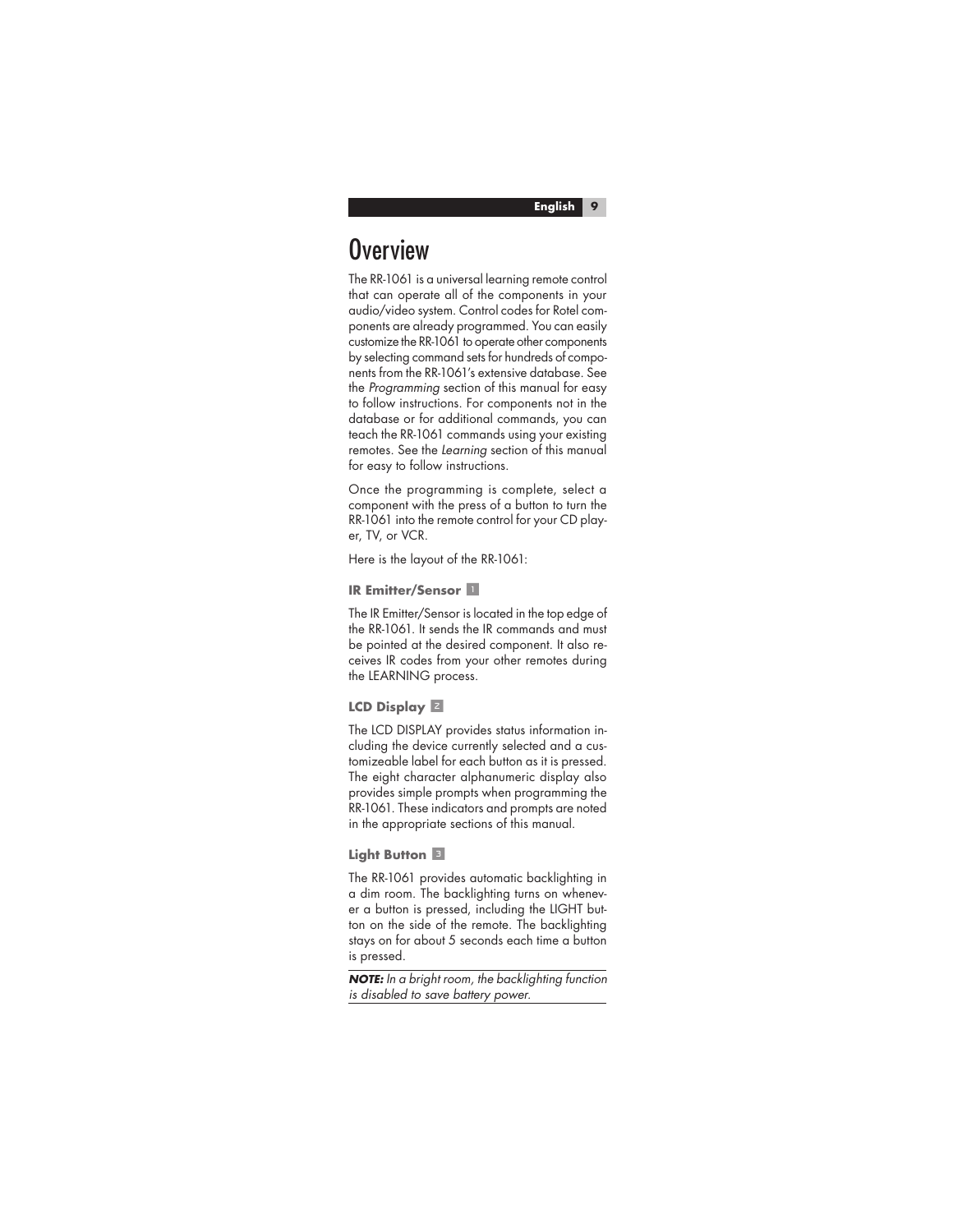# Overview

The RR-1061 is a universal learning remote control that can operate all of the components in your audio/video system. Control codes for Rotel components are already programmed. You can easily customize the RR-1061 to operate other components by selecting command sets for hundreds of components from the RR-1061's extensive database. See the *Programming* section of this manual for easy to follow instructions. For components not in the database or for additional commands, you can teach the RR-1061 commands using your existing remotes. See the *Learning* section of this manual for easy to follow instructions.

Once the programming is complete, select a component with the press of a button to turn the RR-1061 into the remote control for your CD player, TV, or VCR.

Here is the layout of the RR-1061:

### IR Emitter/Sensor 1

The IR Emitter/Sensor is located in the top edge of the RR-1061. It sends the IR commands and must be pointed at the desired component. It also receives IR codes from your other remotes during the LEARNING process.

### LCD Display 2

The LCD DISPLAY provides status information including the device currently selected and a customizeable label for each button as it is pressed. The eight character alphanumeric display also provides simple prompts when programming the RR-1061. These indicators and prompts are noted in the appropriate sections of this manual.

### Light Button 3

The RR-1061 provides automatic backlighting in a dim room. The backlighting turns on whenever a button is pressed, including the LIGHT button on the side of the remote. The backlighting stays on for about 5 seconds each time a button is pressed.

***NOTE:*** *In a bright room, the backlighting function is disabled to save battery power.*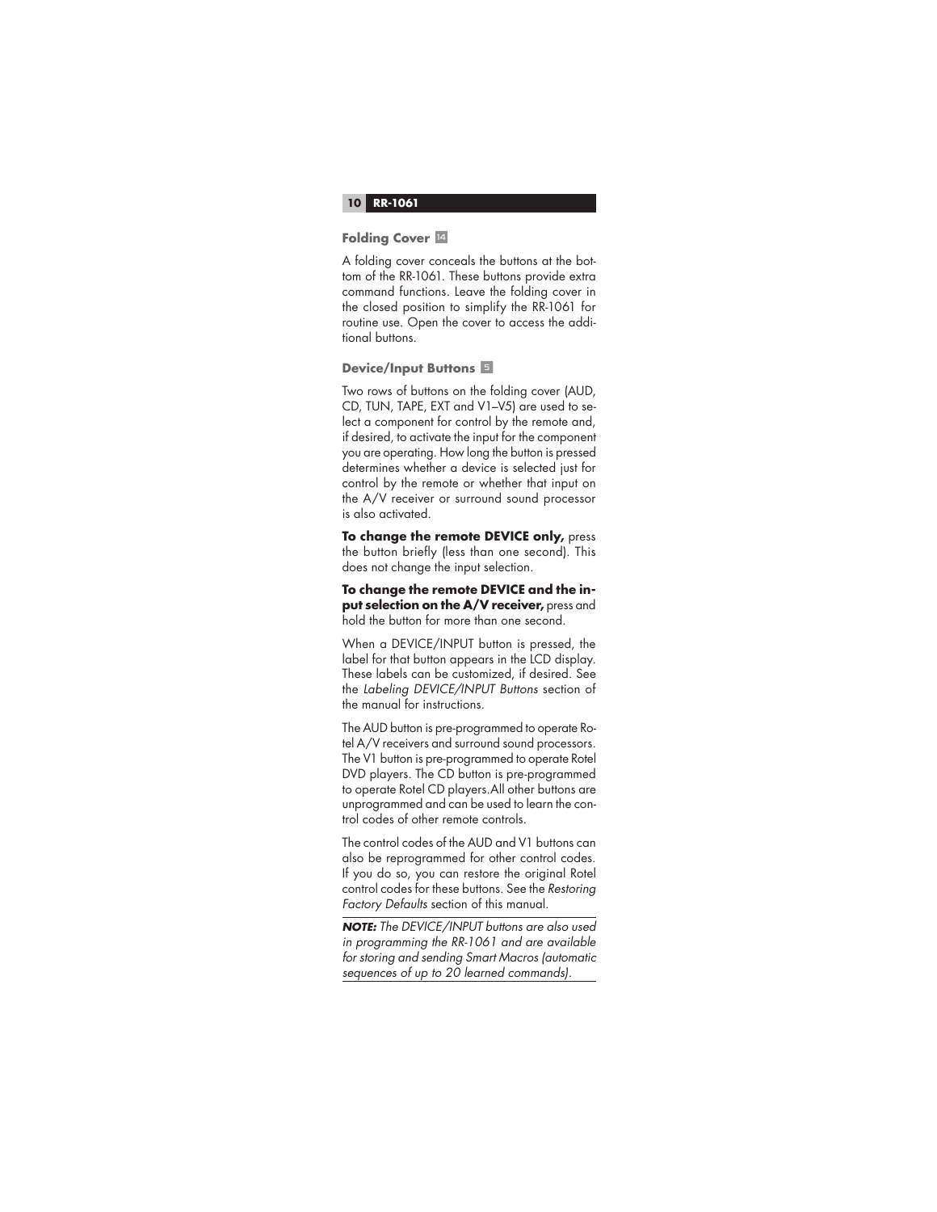### Folding Cover 14

A folding cover conceals the buttons at the bottom of the RR-1061. These buttons provide extra command functions. Leave the folding cover in the closed position to simplify the RR-1061 for routine use. Open the cover to access the additional buttons.

### Device/Input Buttons 5

Two rows of buttons on the folding cover (AUD, CD, TUN, TAPE, EXT and V1–V5) are used to select a component for control by the remote and, if desired, to activate the input for the component you are operating. How long the button is pressed determines whether a device is selected just for control by the remote or whether that input on the A/V receiver or surround sound processor is also activated.

**To change the remote DEVICE only,** press the button briefly (less than one second). This does not change the input selection.

**To change the remote DEVICE and the input selection on the A/V receiver,** press and hold the button for more than one second.

When a DEVICE/INPUT button is pressed, the label for that button appears in the LCD display. These labels can be customized, if desired. See the *Labeling DEVICE/INPUT Buttons* section of the manual for instructions.

The AUD button is pre-programmed to operate Rotel A/V receivers and surround sound processors. The V1 button is pre-programmed to operate Rotel DVD players. The CD button is pre-programmed to operate Rotel CD players.All other buttons are unprogrammed and can be used to learn the control codes of other remote controls.

The control codes of the AUD and V1 buttons can also be reprogrammed for other control codes. If you do so, you can restore the original Rotel control codes for these buttons. See the *Restoring Factory Defaults* section of this manual.

***NOTE:*** *The DEVICE/INPUT buttons are also used in programming the RR-1061 and are available for storing and sending Smart Macros (automatic sequences of up to 20 learned commands).*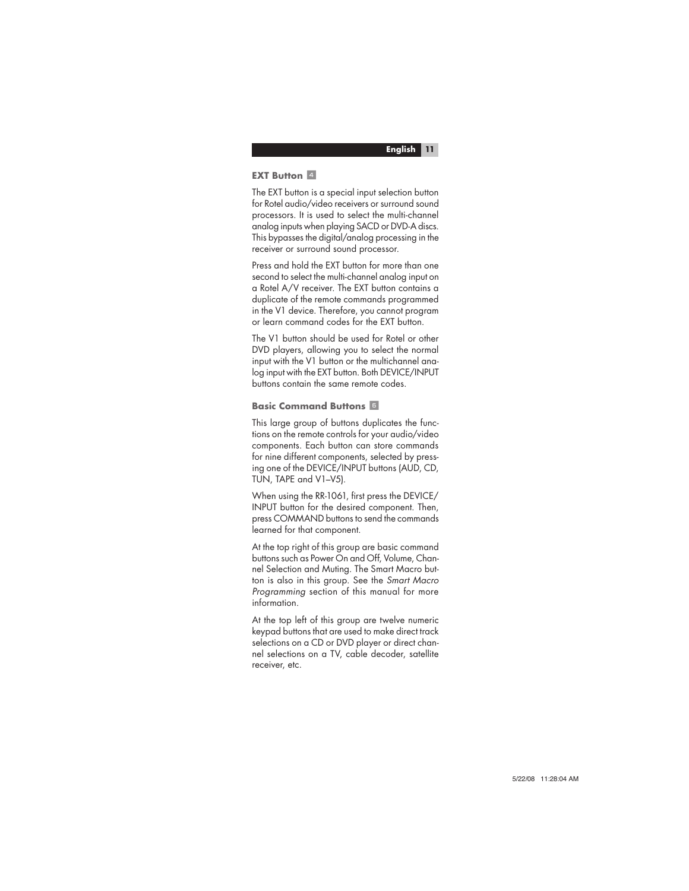## EXT Button 4

The EXT button is a special input selection button for Rotel audio/video receivers or surround sound processors. It is used to select the multi-channel analog inputs when playing SACD or DVD-A discs. This bypasses the digital/analog processing in the receiver or surround sound processor.

Press and hold the EXT button for more than one second to select the multi-channel analog input on a Rotel A/V receiver. The EXT button contains a duplicate of the remote commands programmed in the V1 device. Therefore, you cannot program or learn command codes for the EXT button.

The V1 button should be used for Rotel or other DVD players, allowing you to select the normal input with the V1 button or the multichannel analog input with the EXT button. Both DEVICE/INPUT buttons contain the same remote codes.

## Basic Command Buttons 5

This large group of buttons duplicates the functions on the remote controls for your audio/video components. Each button can store commands for nine different components, selected by pressing one of the DEVICE/INPUT buttons (AUD, CD, TUN, TAPE and V1–V5).

When using the RR-1061, first press the DEVICE/INPUT button for the desired component. Then, press COMMAND buttons to send the commands learned for that component.

At the top right of this group are basic command buttons such as Power On and Off, Volume, Channel Selection and Muting. The Smart Macro button is also in this group. See the *Smart Macro Programming* section of this manual for more information.

At the top left of this group are twelve numeric keypad buttons that are used to make direct track selections on a CD or DVD player or direct channel selections on a TV, cable decoder, satellite receiver, etc.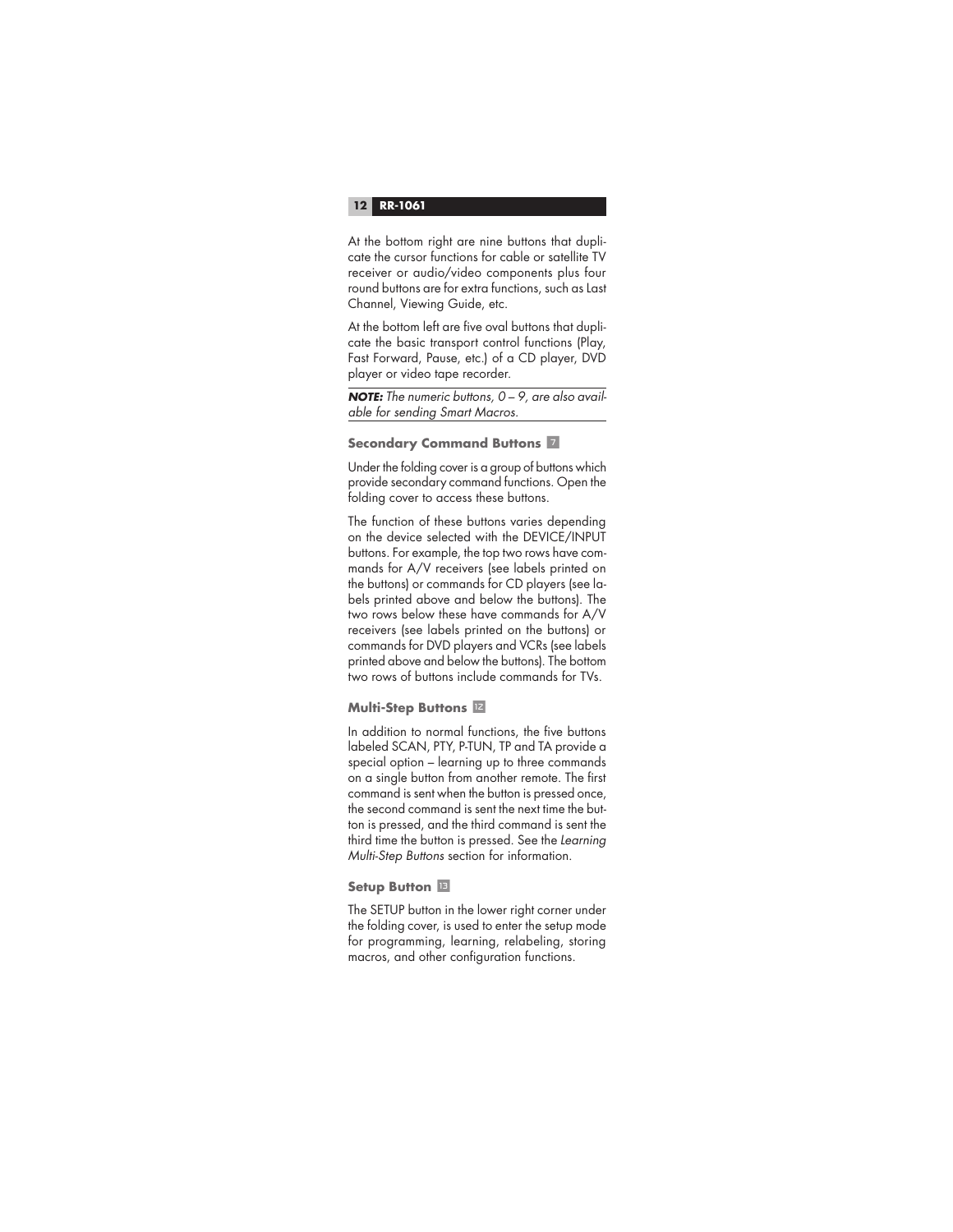At the bottom right are nine buttons that duplicate the cursor functions for cable or satellite TV receiver or audio/video components plus four round buttons are for extra functions, such as Last Channel, Viewing Guide, etc.

At the bottom left are five oval buttons that duplicate the basic transport control functions (Play, Fast Forward, Pause, etc.) of a CD player, DVD player or video tape recorder.

***NOTE:** The numeric buttons, 0 – 9, are also available for sending Smart Macros.*

### Secondary Command Buttons 7

Under the folding cover is a group of buttons which provide secondary command functions. Open the folding cover to access these buttons.

The function of these buttons varies depending on the device selected with the DEVICE/INPUT buttons. For example, the top two rows have commands for A/V receivers (see labels printed on the buttons) or commands for CD players (see labels printed above and below the buttons). The two rows below these have commands for A/V receivers (see labels printed on the buttons) or commands for DVD players and VCRs (see labels printed above and below the buttons). The bottom two rows of buttons include commands for TVs.

### Multi-Step Buttons 12

In addition to normal functions, the five buttons labeled SCAN, PTY, P-TUN, TP and TA provide a special option – learning up to three commands on a single button from another remote. The first command is sent when the button is pressed once, the second command is sent the next time the button is pressed, and the third command is sent the third time the button is pressed. See the *Learning Multi-Step Buttons* section for information.

### Setup Button 13

The SETUP button in the lower right corner under the folding cover, is used to enter the setup mode for programming, learning, relabeling, storing macros, and other configuration functions.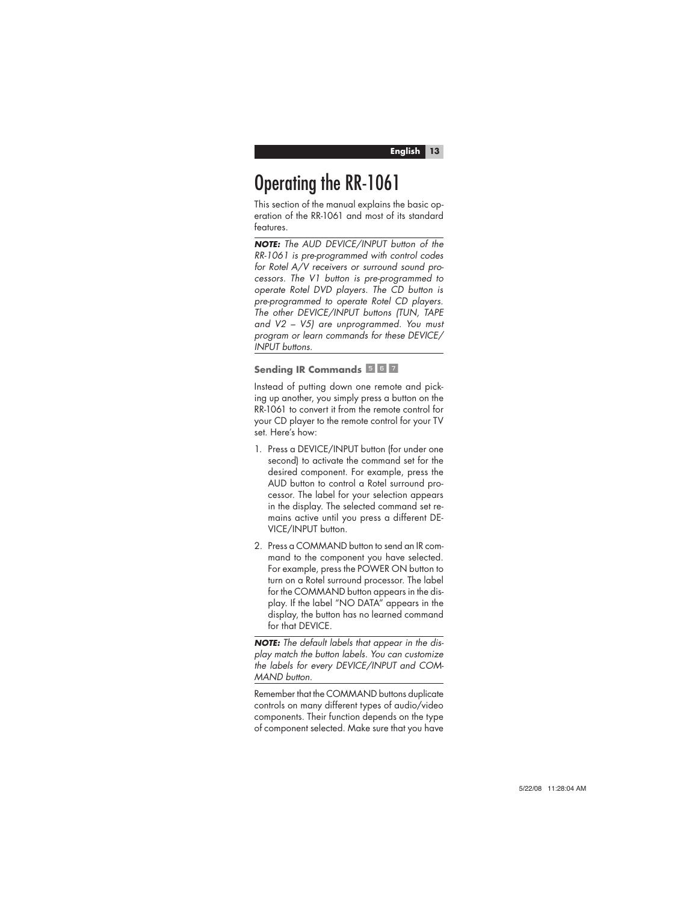# Operating the RR-1061

This section of the manual explains the basic operation of the RR-1061 and most of its standard features.

***NOTE:*** *The AUD DEVICE/INPUT button of the RR-1061 is pre-programmed with control codes for Rotel A/V receivers or surround sound processors. The V1 button is pre-programmed to operate Rotel DVD players. The CD button is pre-programmed to operate Rotel CD players. The other DEVICE/INPUT buttons (TUN, TAPE and V2 – V5) are unprogrammed. You must program or learn commands for these DEVICE/INPUT buttons.*

### Sending IR Commands 5 6 7

Instead of putting down one remote and picking up another, you simply press a button on the RR-1061 to convert it from the remote control for your CD player to the remote control for your TV set. Here's how:

1. Press a DEVICE/INPUT button (for under one second) to activate the command set for the desired component. For example, press the AUD button to control a Rotel surround processor. The label for your selection appears in the display. The selected command set remains active until you press a different DEVICE/INPUT button.
2. Press a COMMAND button to send an IR command to the component you have selected. For example, press the POWER ON button to turn on a Rotel surround processor. The label for the COMMAND button appears in the display. If the label "NO DATA" appears in the display, the button has no learned command for that DEVICE.

***NOTE:*** *The default labels that appear in the display match the button labels. You can customize the labels for every DEVICE/INPUT and COMMAND button.*

Remember that the COMMAND buttons duplicate controls on many different types of audio/video components. Their function depends on the type of component selected. Make sure that you have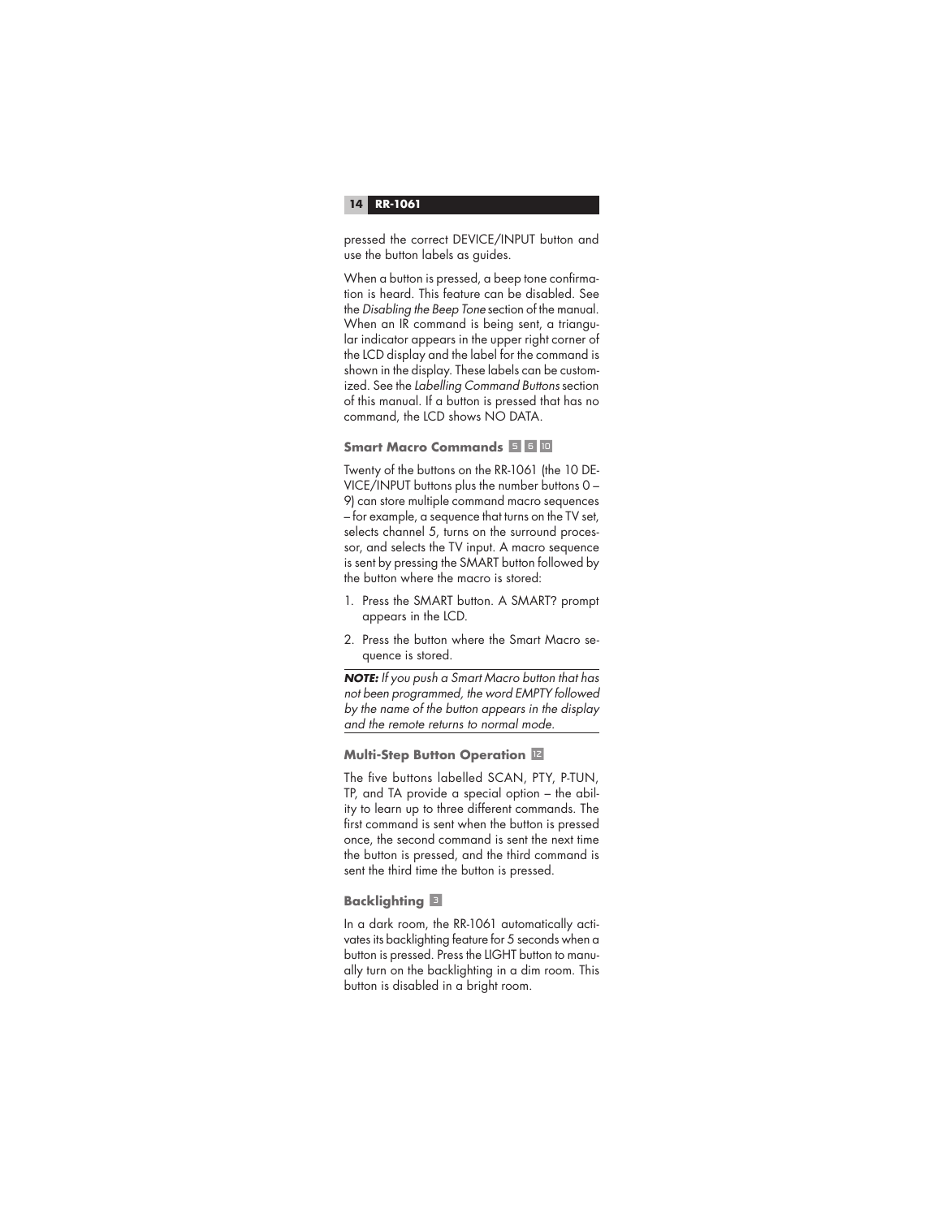pressed the correct DEVICE/INPUT button and use the button labels as guides.

When a button is pressed, a beep tone confirmation is heard. This feature can be disabled. See the *Disabling the Beep Tone* section of the manual. When an IR command is being sent, a triangular indicator appears in the upper right corner of the LCD display and the label for the command is shown in the display. These labels can be customized. See the *Labelling Command Buttons* section of this manual. If a button is pressed that has no command, the LCD shows NO DATA.

### Smart Macro Commands 5 6 10

Twenty of the buttons on the RR-1061 (the 10 DEVICE/INPUT buttons plus the number buttons 0 – 9) can store multiple command macro sequences – for example, a sequence that turns on the TV set, selects channel 5, turns on the surround processor, and selects the TV input. A macro sequence is sent by pressing the SMART button followed by the button where the macro is stored:

1. Press the SMART button. A SMART? prompt appears in the LCD.
2. Press the button where the Smart Macro sequence is stored.

***NOTE:*** *If you push a Smart Macro button that has not been programmed, the word EMPTY followed by the name of the button appears in the display and the remote returns to normal mode.*

### Multi-Step Button Operation 12

The five buttons labelled SCAN, PTY, P-TUN, TP, and TA provide a special option – the ability to learn up to three different commands. The first command is sent when the button is pressed once, the second command is sent the next time the button is pressed, and the third command is sent the third time the button is pressed.

### Backlighting 3

In a dark room, the RR-1061 automatically activates its backlighting feature for 5 seconds when a button is pressed. Press the LIGHT button to manually turn on the backlighting in a dim room. This button is disabled in a bright room.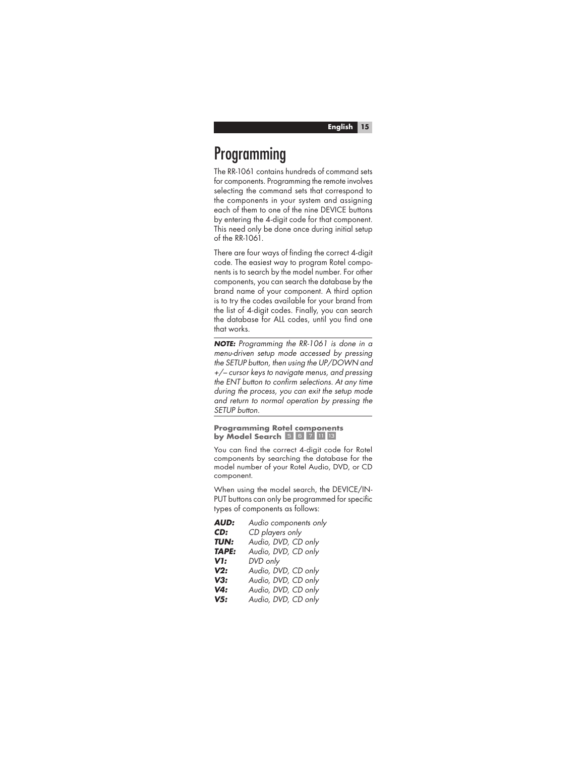# Programming

The RR-1061 contains hundreds of command sets for components. Programming the remote involves selecting the command sets that correspond to the components in your system and assigning each of them to one of the nine DEVICE buttons by entering the 4-digit code for that component. This need only be done once during initial setup of the RR-1061.

There are four ways of finding the correct 4-digit code. The easiest way to program Rotel components is to search by the model number. For other components, you can search the database by the brand name of your component. A third option is to try the codes available for your brand from the list of 4-digit codes. Finally, you can search the database for ALL codes, until you find one that works.

***NOTE:** Programming the RR-1061 is done in a menu-driven setup mode accessed by pressing the SETUP button, then using the UP/DOWN and +/– cursor keys to navigate menus, and pressing the ENT button to confirm selections. At any time during the process, you can exit the setup mode and return to normal operation by pressing the SETUP button.*

### Programming Rotel components by Model Search 5 6 7 11 13

You can find the correct 4-digit code for Rotel components by searching the database for the model number of your Rotel Audio, DVD, or CD component.

When using the model search, the DEVICE/INPUT buttons can only be programmed for specific types of components as follows:

***AUD:*** *Audio components only*
***CD:*** *CD players only*
***TUN:*** *Audio, DVD, CD only*
***TAPE:*** *Audio, DVD, CD only*
***V1:*** *DVD only*
***V2:*** *Audio, DVD, CD only*
***V3:*** *Audio, DVD, CD only*
***V4:*** *Audio, DVD, CD only*
***V5:*** *Audio, DVD, CD only*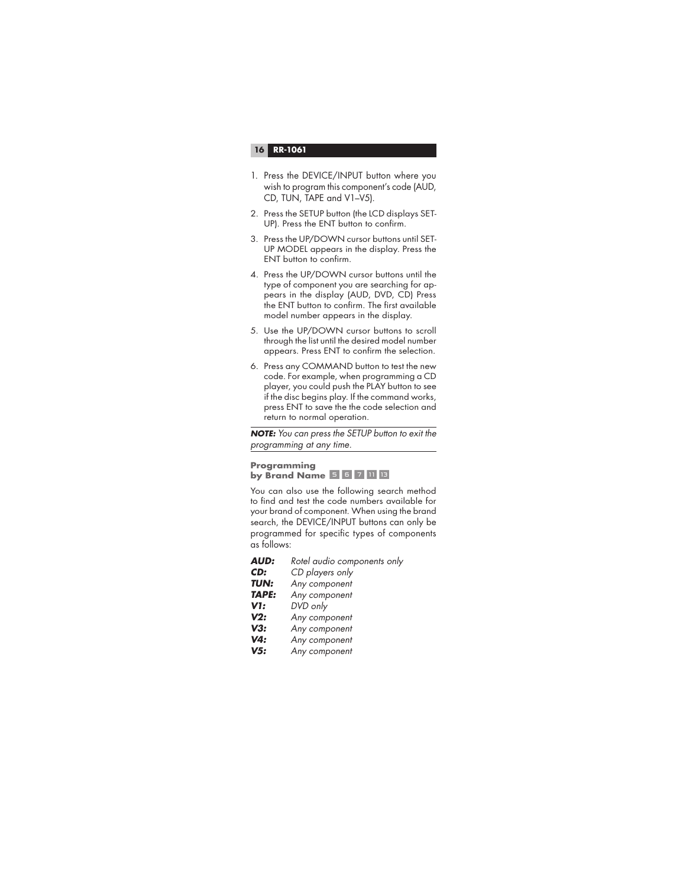1. Press the DEVICE/INPUT button where you wish to program this component's code (AUD, CD, TUN, TAPE and V1–V5).
2. Press the SETUP button (the LCD displays SETUP). Press the ENT button to confirm.
3. Press the UP/DOWN cursor buttons until SETUP MODEL appears in the display. Press the ENT button to confirm.
4. Press the UP/DOWN cursor buttons until the type of component you are searching for appears in the display (AUD, DVD, CD) Press the ENT button to confirm. The first available model number appears in the display.
5. Use the UP/DOWN cursor buttons to scroll through the list until the desired model number appears. Press ENT to confirm the selection.
6. Press any COMMAND button to test the new code. For example, when programming a CD player, you could push the PLAY button to see if the disc begins play. If the command works, press ENT to save the the code selection and return to normal operation.

***NOTE:*** *You can press the SETUP button to exit the programming at any time.*

### Programming by Brand Name 5 6 7 11 13

You can also use the following search method to find and test the code numbers available for your brand of component. When using the brand search, the DEVICE/INPUT buttons can only be programmed for specific types of components as follows:

***AUD:*** *Rotel audio components only*
***CD:*** *CD players only*
***TUN:*** *Any component*
***TAPE:*** *Any component*
***V1:*** *DVD only*
***V2:*** *Any component*
***V3:*** *Any component*
***V4:*** *Any component*
***V5:*** *Any component*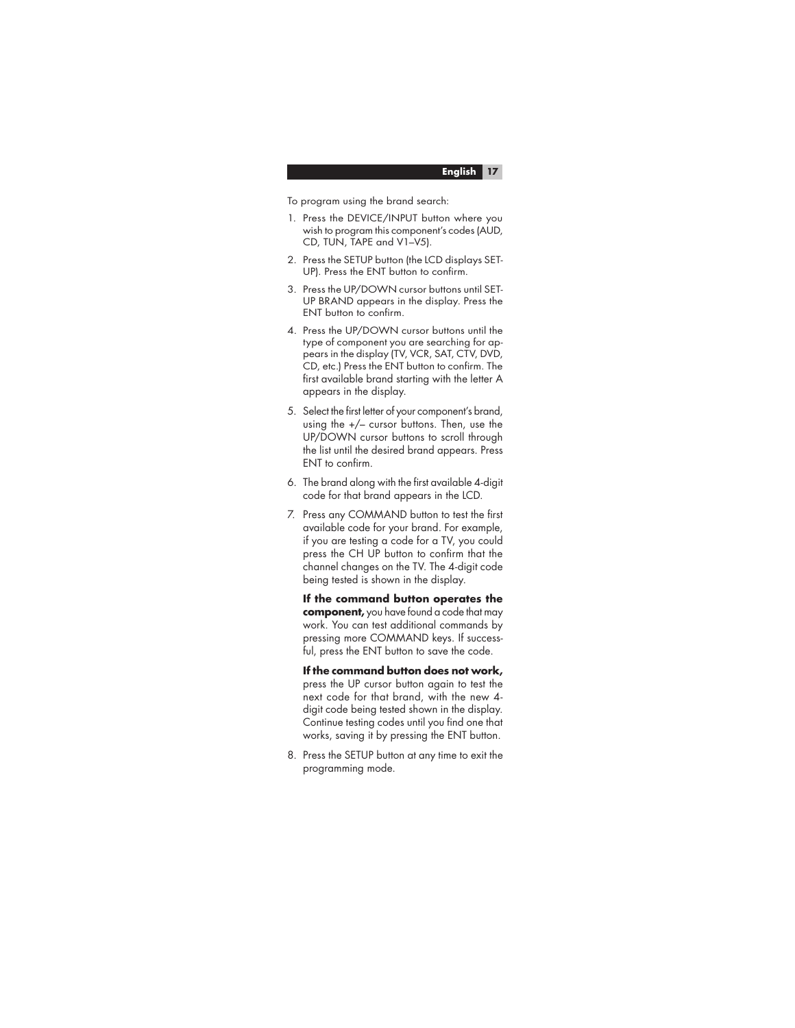To program using the brand search:

1. Press the DEVICE/INPUT button where you wish to program this component's codes (AUD, CD, TUN, TAPE and V1–V5).
2. Press the SETUP button (the LCD displays SETUP). Press the ENT button to confirm.
3. Press the UP/DOWN cursor buttons until SETUP BRAND appears in the display. Press the ENT button to confirm.
4. Press the UP/DOWN cursor buttons until the type of component you are searching for appears in the display (TV, VCR, SAT, CTV, DVD, CD, etc.) Press the ENT button to confirm. The first available brand starting with the letter A appears in the display.
5. Select the first letter of your component's brand, using the +/– cursor buttons. Then, use the UP/DOWN cursor buttons to scroll through the list until the desired brand appears. Press ENT to confirm.
6. The brand along with the first available 4-digit code for that brand appears in the LCD.
7. Press any COMMAND button to test the first available code for your brand. For example, if you are testing a code for a TV, you could press the CH UP button to confirm that the channel changes on the TV. The 4-digit code being tested is shown in the display.

   **If the command button operates the component,** you have found a code that may work. You can test additional commands by pressing more COMMAND keys. If successful, press the ENT button to save the code.

   **If the command button does not work,** press the UP cursor button again to test the next code for that brand, with the new 4-digit code being tested shown in the display. Continue testing codes until you find one that works, saving it by pressing the ENT button.
8. Press the SETUP button at any time to exit the programming mode.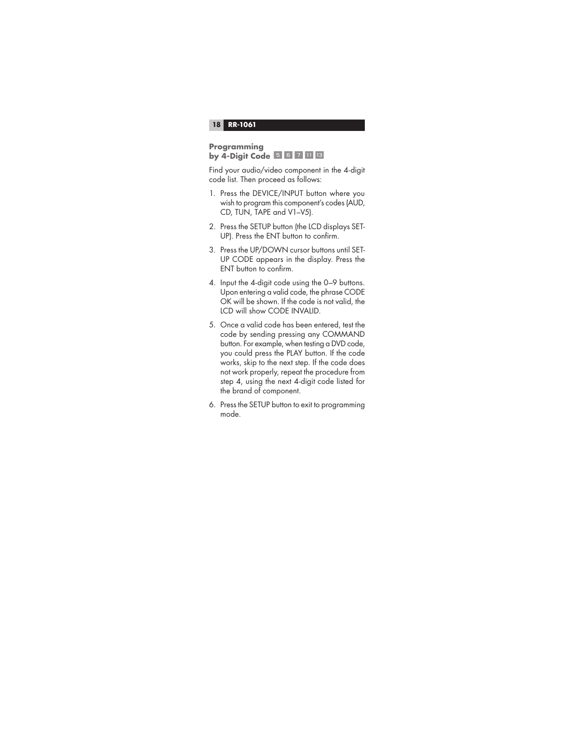## Programming by 4-Digit Code 5 6 7 11 13

Find your audio/video component in the 4-digit code list. Then proceed as follows:

1. Press the DEVICE/INPUT button where you wish to program this component's codes (AUD, CD, TUN, TAPE and V1–V5).
2. Press the SETUP button (the LCD displays SET-UP). Press the ENT button to confirm.
3. Press the UP/DOWN cursor buttons until SET-UP CODE appears in the display. Press the ENT button to confirm.
4. Input the 4-digit code using the 0–9 buttons. Upon entering a valid code, the phrase CODE OK will be shown. If the code is not valid, the LCD will show CODE INVALID.
5. Once a valid code has been entered, test the code by sending pressing any COMMAND button. For example, when testing a DVD code, you could press the PLAY button. If the code works, skip to the next step. If the code does not work properly, repeat the procedure from step 4, using the next 4-digit code listed for the brand of component.
6. Press the SETUP button to exit to programming mode.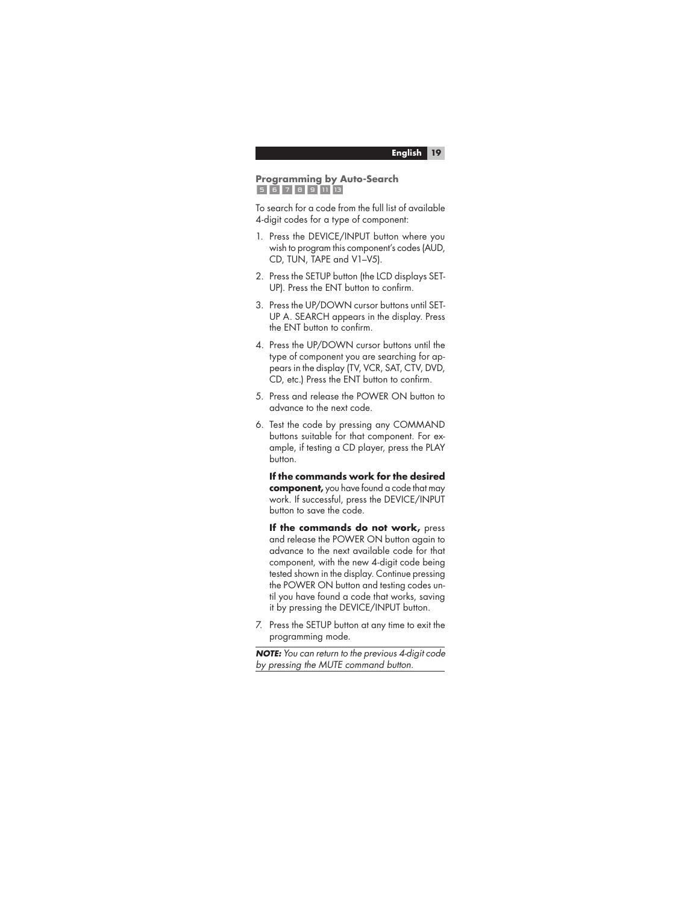## Programming by Auto-Search

5 6 7 8 9 11 13

To search for a code from the full list of available 4-digit codes for a type of component:

1. Press the DEVICE/INPUT button where you wish to program this component's codes (AUD, CD, TUN, TAPE and V1–V5).
2. Press the SETUP button (the LCD displays SET-UP). Press the ENT button to confirm.
3. Press the UP/DOWN cursor buttons until SET-UP A. SEARCH appears in the display. Press the ENT button to confirm.
4. Press the UP/DOWN cursor buttons until the type of component you are searching for appears in the display (TV, VCR, SAT, CTV, DVD, CD, etc.) Press the ENT button to confirm.
5. Press and release the POWER ON button to advance to the next code.
6. Test the code by pressing any COMMAND buttons suitable for that component. For example, if testing a CD player, press the PLAY button.

   **If the commands work for the desired component,** you have found a code that may work. If successful, press the DEVICE/INPUT button to save the code.

   **If the commands do not work,** press and release the POWER ON button again to advance to the next available code for that component, with the new 4-digit code being tested shown in the display. Continue pressing the POWER ON button and testing codes until you have found a code that works, saving it by pressing the DEVICE/INPUT button.
7. Press the SETUP button at any time to exit the programming mode.

***NOTE:*** *You can return to the previous 4-digit code by pressing the MUTE command button.*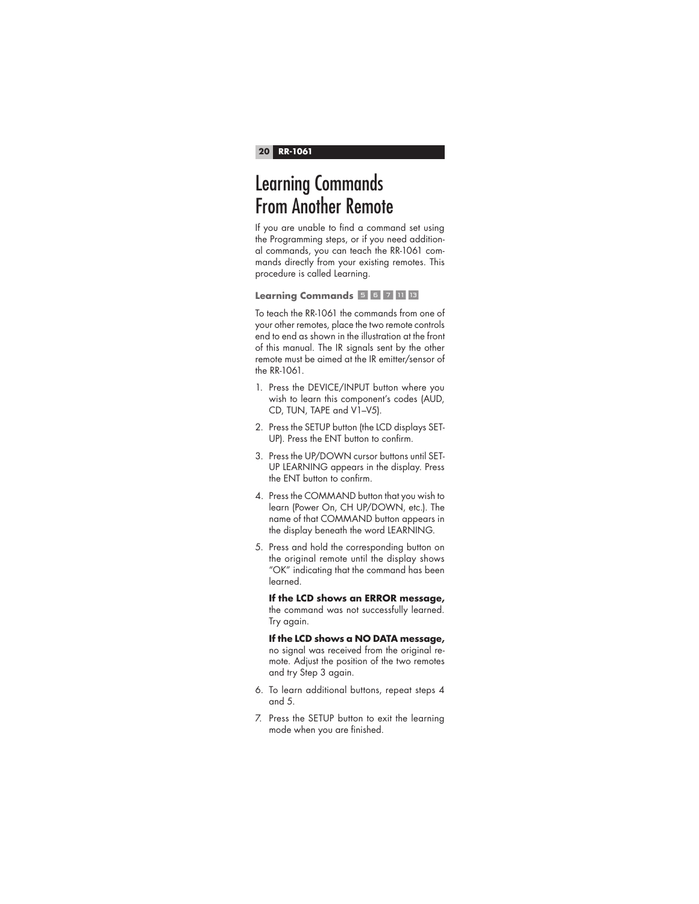# Learning Commands From Another Remote

If you are unable to find a command set using the Programming steps, or if you need additional commands, you can teach the RR-1061 commands directly from your existing remotes. This procedure is called Learning.

### Learning Commands 5 6 7 11 13

To teach the RR-1061 the commands from one of your other remotes, place the two remote controls end to end as shown in the illustration at the front of this manual. The IR signals sent by the other remote must be aimed at the IR emitter/sensor of the RR-1061.

1. Press the DEVICE/INPUT button where you wish to learn this component's codes (AUD, CD, TUN, TAPE and V1–V5).
2. Press the SETUP button (the LCD displays SETUP). Press the ENT button to confirm.
3. Press the UP/DOWN cursor buttons until SETUP LEARNING appears in the display. Press the ENT button to confirm.
4. Press the COMMAND button that you wish to learn (Power On, CH UP/DOWN, etc.). The name of that COMMAND button appears in the display beneath the word LEARNING.
5. Press and hold the corresponding button on the original remote until the display shows "OK" indicating that the command has been learned.

   **If the LCD shows an ERROR message,** the command was not successfully learned. Try again.

   **If the LCD shows a NO DATA message,** no signal was received from the original remote. Adjust the position of the two remotes and try Step 3 again.
6. To learn additional buttons, repeat steps 4 and 5.
7. Press the SETUP button to exit the learning mode when you are finished.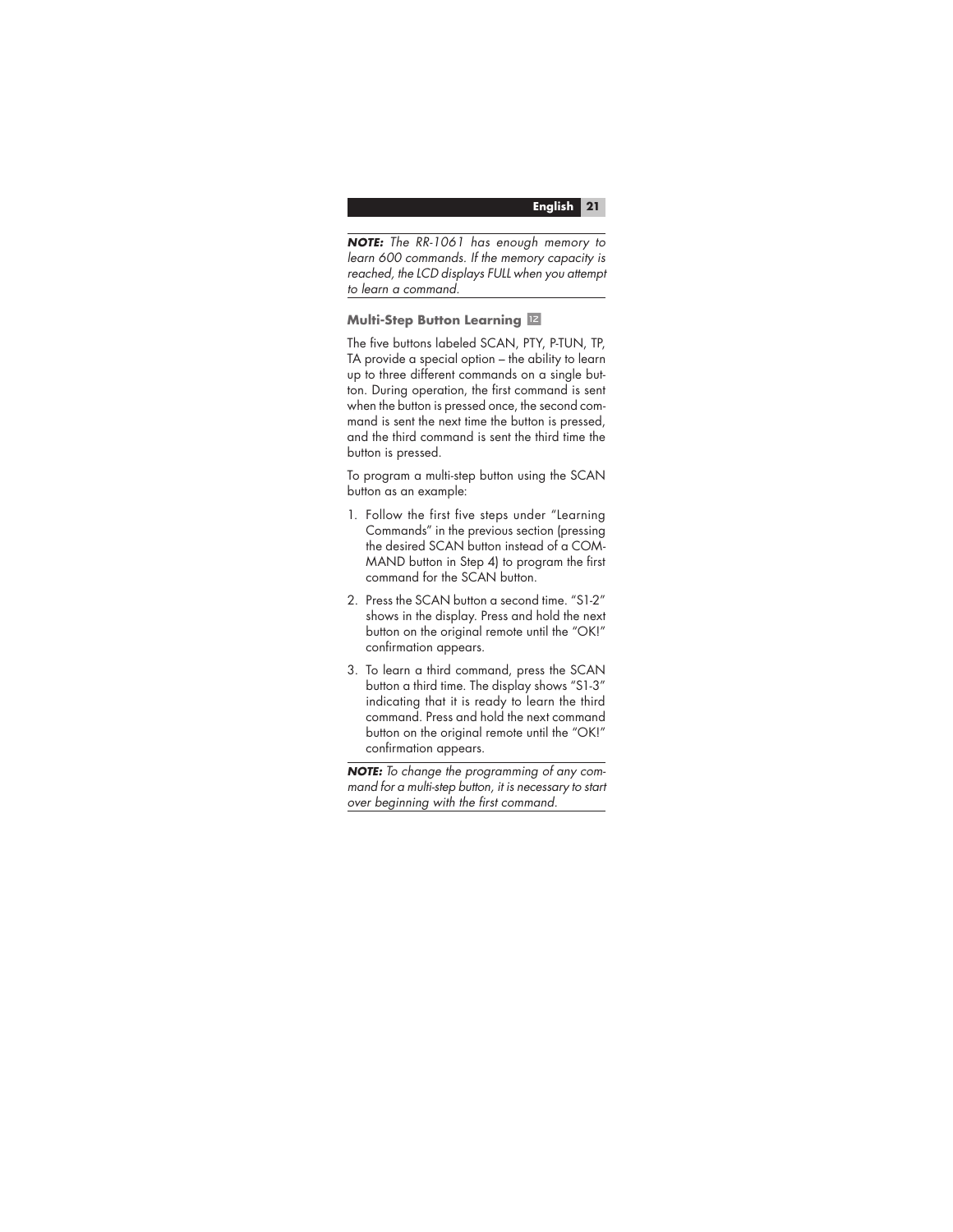***NOTE:*** *The RR-1061 has enough memory to learn 600 commands. If the memory capacity is reached, the LCD displays FULL when you attempt to learn a command.*

### Multi-Step Button Learning 12

The five buttons labeled SCAN, PTY, P-TUN, TP, TA provide a special option – the ability to learn up to three different commands on a single button. During operation, the first command is sent when the button is pressed once, the second command is sent the next time the button is pressed, and the third command is sent the third time the button is pressed.

To program a multi-step button using the SCAN button as an example:

1. Follow the first five steps under "Learning Commands" in the previous section (pressing the desired SCAN button instead of a COMMAND button in Step 4) to program the first command for the SCAN button.
2. Press the SCAN button a second time. "S1-2" shows in the display. Press and hold the next button on the original remote until the "OK!" confirmation appears.
3. To learn a third command, press the SCAN button a third time. The display shows "S1-3" indicating that it is ready to learn the third command. Press and hold the next command button on the original remote until the "OK!" confirmation appears.

***NOTE:*** *To change the programming of any command for a multi-step button, it is necessary to start over beginning with the first command.*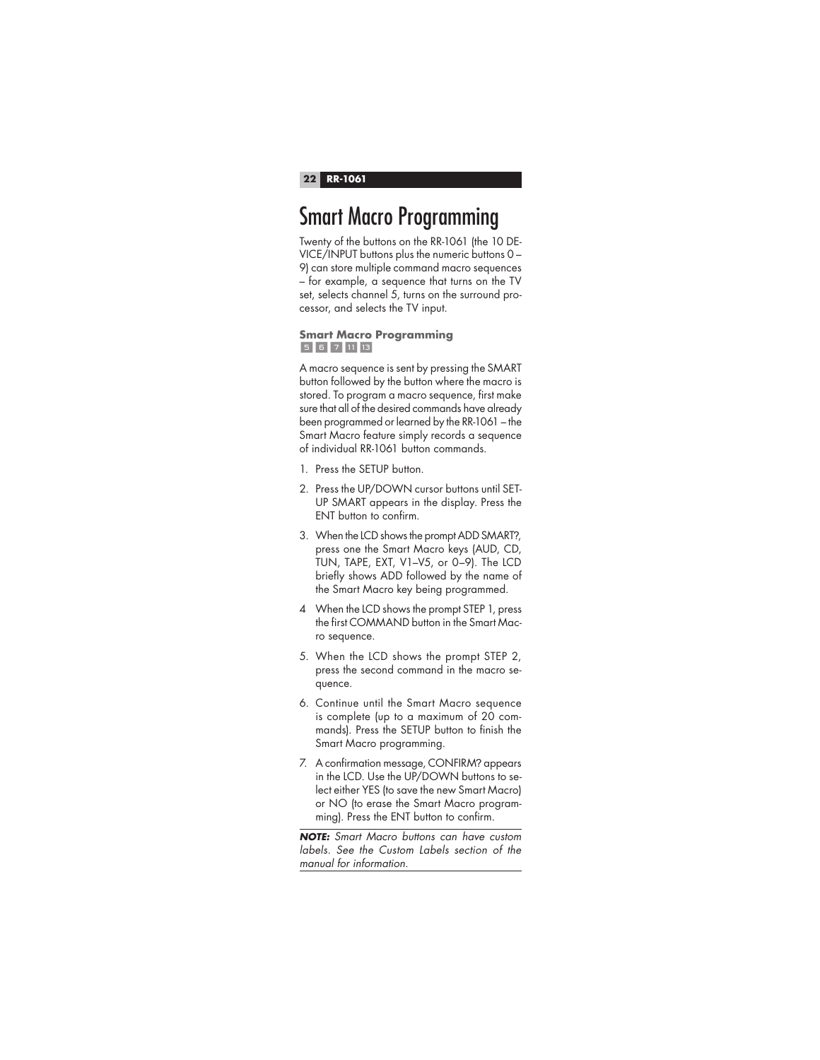# Smart Macro Programming

Twenty of the buttons on the RR-1061 (the 10 DEVICE/INPUT buttons plus the numeric buttons 0 – 9) can store multiple command macro sequences – for example, a sequence that turns on the TV set, selects channel 5, turns on the surround processor, and selects the TV input.

### Smart Macro Programming

5 6 7 11 13

A macro sequence is sent by pressing the SMART button followed by the button where the macro is stored. To program a macro sequence, first make sure that all of the desired commands have already been programmed or learned by the RR-1061 – the Smart Macro feature simply records a sequence of individual RR-1061 button commands.

1. Press the SETUP button.
2. Press the UP/DOWN cursor buttons until SETUP SMART appears in the display. Press the ENT button to confirm.
3. When the LCD shows the prompt ADD SMART?, press one the Smart Macro keys (AUD, CD, TUN, TAPE, EXT, V1–V5, or 0–9). The LCD briefly shows ADD followed by the name of the Smart Macro key being programmed.
4. When the LCD shows the prompt STEP 1, press the first COMMAND button in the Smart Macro sequence.
5. When the LCD shows the prompt STEP 2, press the second command in the macro sequence.
6. Continue until the Smart Macro sequence is complete (up to a maximum of 20 commands). Press the SETUP button to finish the Smart Macro programming.
7. A confirmation message, CONFIRM? appears in the LCD. Use the UP/DOWN buttons to select either YES (to save the new Smart Macro) or NO (to erase the Smart Macro programming). Press the ENT button to confirm.

***NOTE:*** *Smart Macro buttons can have custom labels. See the Custom Labels section of the manual for information.*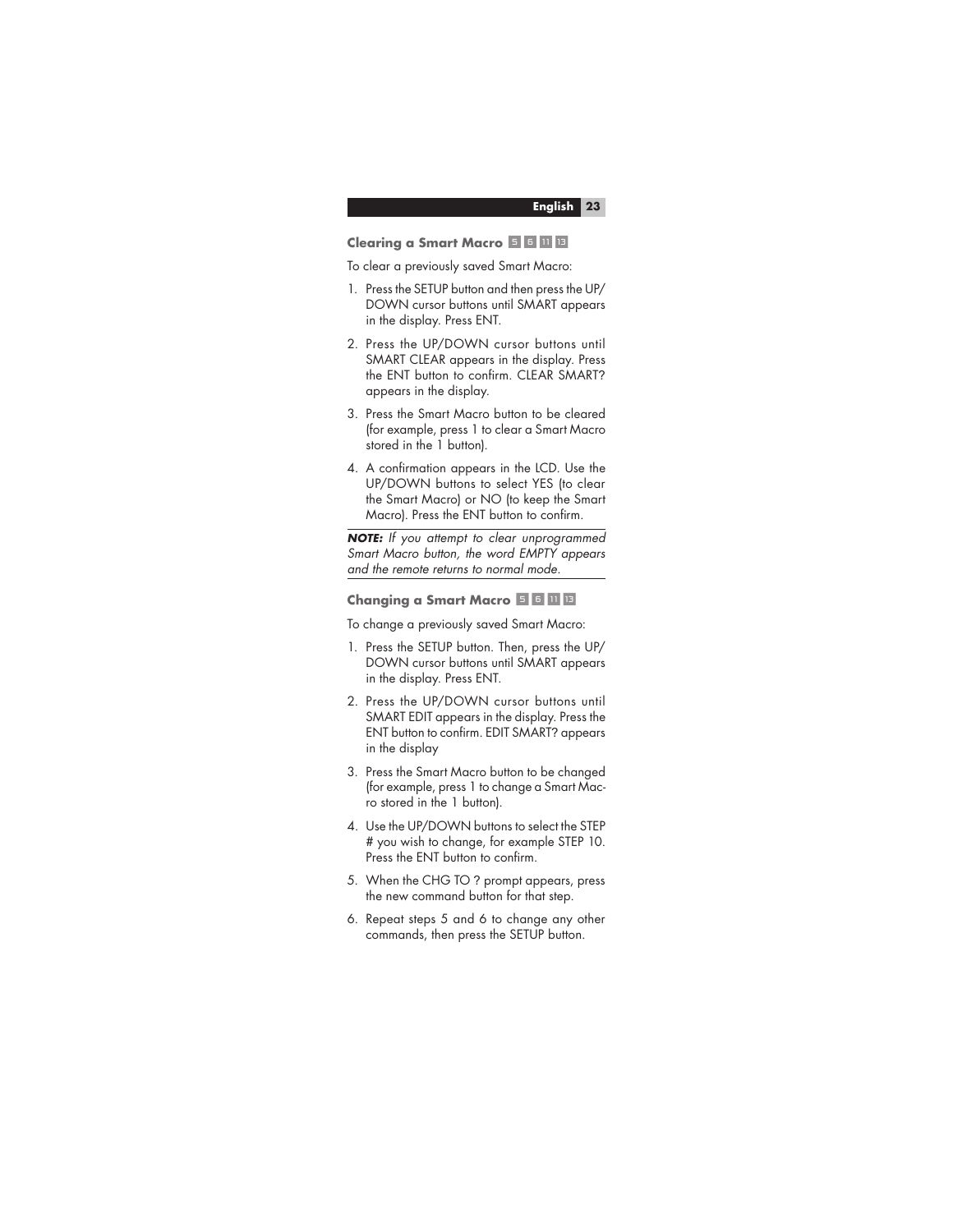## Clearing a Smart Macro 5 6 11 13

To clear a previously saved Smart Macro:

1. Press the SETUP button and then press the UP/DOWN cursor buttons until SMART appears in the display. Press ENT.
2. Press the UP/DOWN cursor buttons until SMART CLEAR appears in the display. Press the ENT button to confirm. CLEAR SMART? appears in the display.
3. Press the Smart Macro button to be cleared (for example, press 1 to clear a Smart Macro stored in the 1 button).
4. A confirmation appears in the LCD. Use the UP/DOWN buttons to select YES (to clear the Smart Macro) or NO (to keep the Smart Macro). Press the ENT button to confirm.

***NOTE:*** *If you attempt to clear unprogrammed Smart Macro button, the word EMPTY appears and the remote returns to normal mode.*

## Changing a Smart Macro 5 6 11 13

To change a previously saved Smart Macro:

1. Press the SETUP button. Then, press the UP/DOWN cursor buttons until SMART appears in the display. Press ENT.
2. Press the UP/DOWN cursor buttons until SMART EDIT appears in the display. Press the ENT button to confirm. EDIT SMART? appears in the display
3. Press the Smart Macro button to be changed (for example, press 1 to change a Smart Macro stored in the 1 button).
4. Use the UP/DOWN buttons to select the STEP # you wish to change, for example STEP 10. Press the ENT button to confirm.
5. When the CHG TO ? prompt appears, press the new command button for that step.
6. Repeat steps 5 and 6 to change any other commands, then press the SETUP button.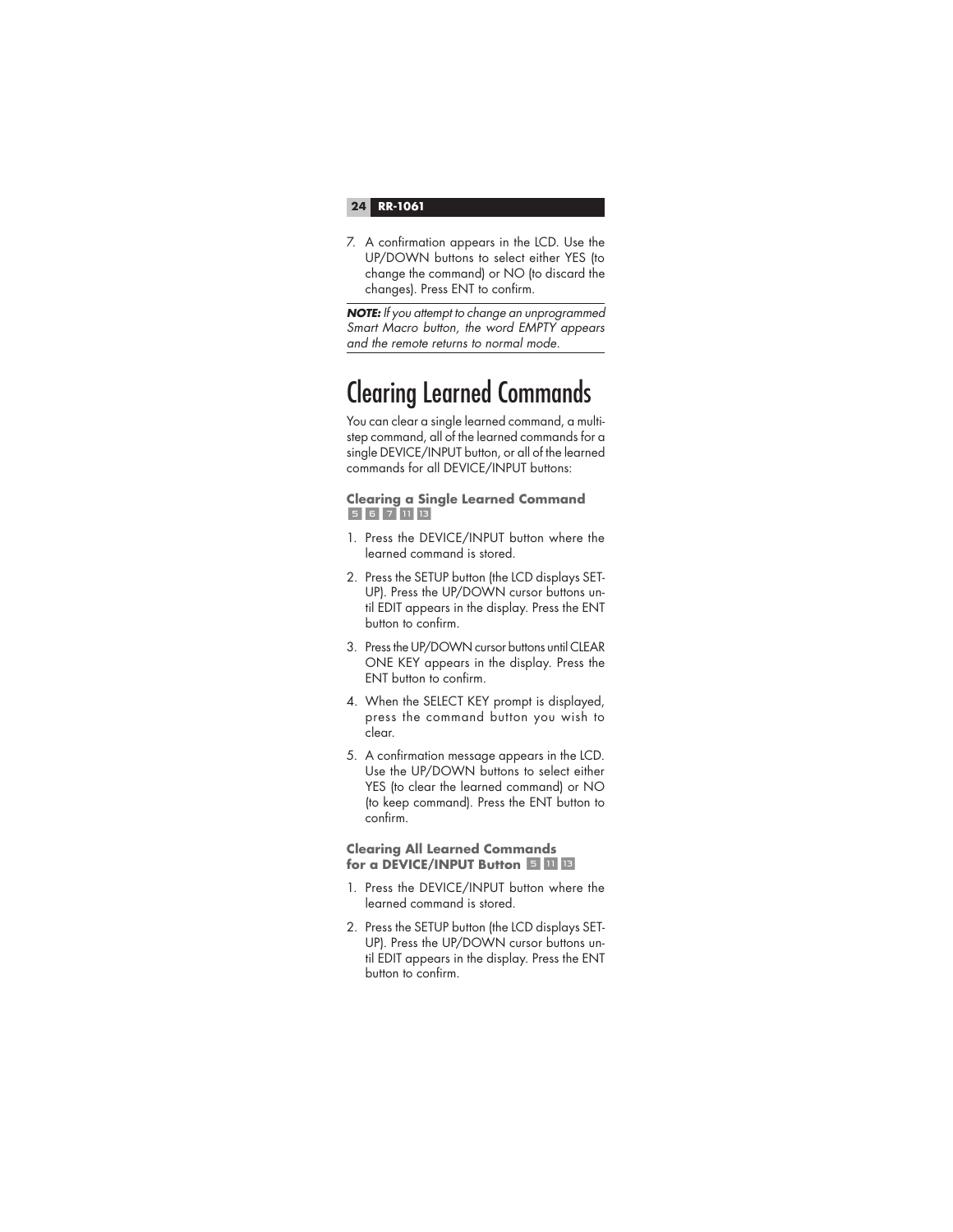7. A confirmation appears in the LCD. Use the UP/DOWN buttons to select either YES (to change the command) or NO (to discard the changes). Press ENT to confirm.

***NOTE:*** *If you attempt to change an unprogrammed Smart Macro button, the word EMPTY appears and the remote returns to normal mode.*

# Clearing Learned Commands

You can clear a single learned command, a multi-step command, all of the learned commands for a single DEVICE/INPUT button, or all of the learned commands for all DEVICE/INPUT buttons:

### Clearing a Single Learned Command 5 6 7 11 13

1. Press the DEVICE/INPUT button where the learned command is stored.
2. Press the SETUP button (the LCD displays SET-UP). Press the UP/DOWN cursor buttons until EDIT appears in the display. Press the ENT button to confirm.
3. Press the UP/DOWN cursor buttons until CLEAR ONE KEY appears in the display. Press the ENT button to confirm.
4. When the SELECT KEY prompt is displayed, press the command button you wish to clear.
5. A confirmation message appears in the LCD. Use the UP/DOWN buttons to select either YES (to clear the learned command) or NO (to keep command). Press the ENT button to confirm.

### Clearing All Learned Commands for a DEVICE/INPUT Button 5 11 13

1. Press the DEVICE/INPUT button where the learned command is stored.
2. Press the SETUP button (the LCD displays SET-UP). Press the UP/DOWN cursor buttons until EDIT appears in the display. Press the ENT button to confirm.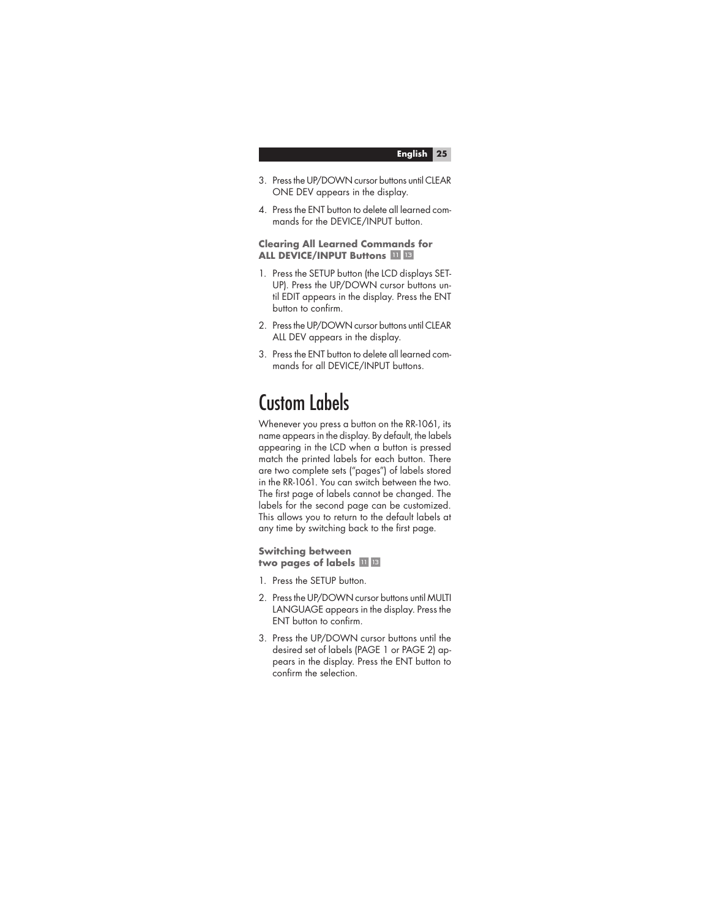3. Press the UP/DOWN cursor buttons until CLEAR ONE DEV appears in the display.

4. Press the ENT button to delete all learned commands for the DEVICE/INPUT button.

### Clearing All Learned Commands for ALL DEVICE/INPUT Buttons 11 13

1. Press the SETUP button (the LCD displays SETUP). Press the UP/DOWN cursor buttons until EDIT appears in the display. Press the ENT button to confirm.

2. Press the UP/DOWN cursor buttons until CLEAR ALL DEV appears in the display.

3. Press the ENT button to delete all learned commands for all DEVICE/INPUT buttons.

## Custom Labels

Whenever you press a button on the RR-1061, its name appears in the display. By default, the labels appearing in the LCD when a button is pressed match the printed labels for each button. There are two complete sets ("pages") of labels stored in the RR-1061. You can switch between the two. The first page of labels cannot be changed. The labels for the second page can be customized. This allows you to return to the default labels at any time by switching back to the first page.

### Switching between two pages of labels 11 13

1. Press the SETUP button.

2. Press the UP/DOWN cursor buttons until MULTI LANGUAGE appears in the display. Press the ENT button to confirm.

3. Press the UP/DOWN cursor buttons until the desired set of labels (PAGE 1 or PAGE 2) appears in the display. Press the ENT button to confirm the selection.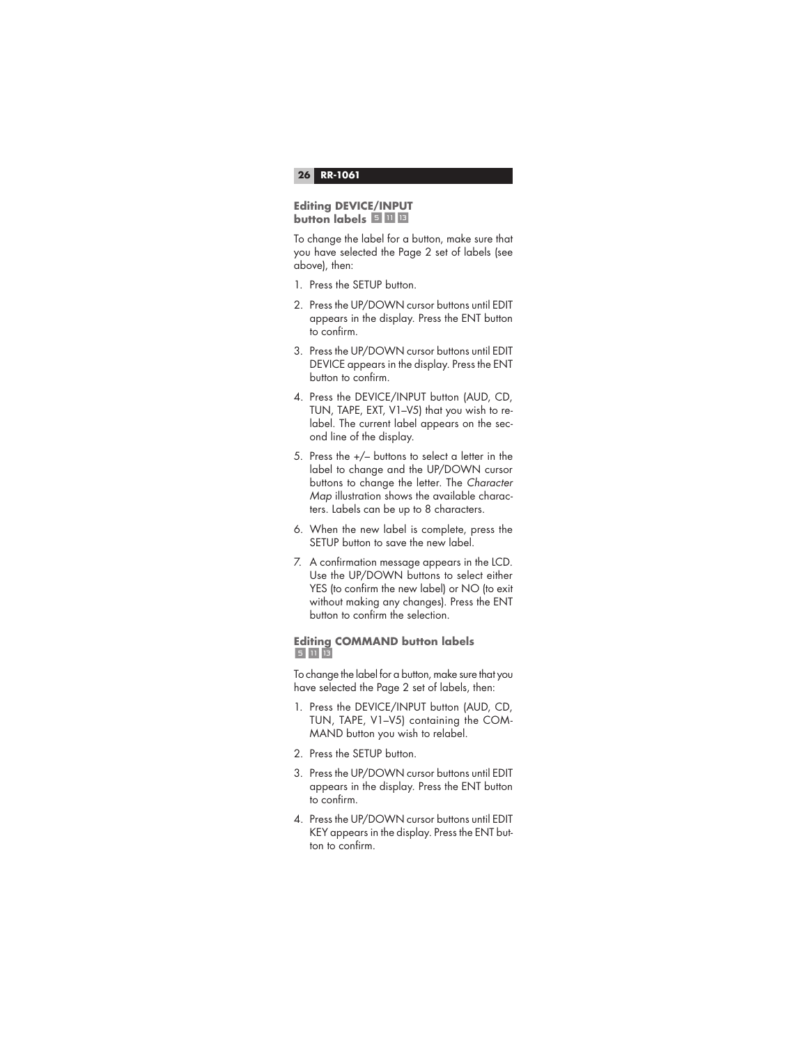## Editing DEVICE/INPUT button labels 5 11 13

To change the label for a button, make sure that you have selected the Page 2 set of labels (see above), then:

1. Press the SETUP button.
2. Press the UP/DOWN cursor buttons until EDIT appears in the display. Press the ENT button to confirm.
3. Press the UP/DOWN cursor buttons until EDIT DEVICE appears in the display. Press the ENT button to confirm.
4. Press the DEVICE/INPUT button (AUD, CD, TUN, TAPE, EXT, V1–V5) that you wish to relabel. The current label appears on the second line of the display.
5. Press the +/– buttons to select a letter in the label to change and the UP/DOWN cursor buttons to change the letter. The *Character Map* illustration shows the available characters. Labels can be up to 8 characters.
6. When the new label is complete, press the SETUP button to save the new label.
7. A confirmation message appears in the LCD. Use the UP/DOWN buttons to select either YES (to confirm the new label) or NO (to exit without making any changes). Press the ENT button to confirm the selection.

## Editing COMMAND button labels 5 11 13

To change the label for a button, make sure that you have selected the Page 2 set of labels, then:

1. Press the DEVICE/INPUT button (AUD, CD, TUN, TAPE, V1–V5) containing the COMMAND button you wish to relabel.
2. Press the SETUP button.
3. Press the UP/DOWN cursor buttons until EDIT appears in the display. Press the ENT button to confirm.
4. Press the UP/DOWN cursor buttons until EDIT KEY appears in the display. Press the ENT button to confirm.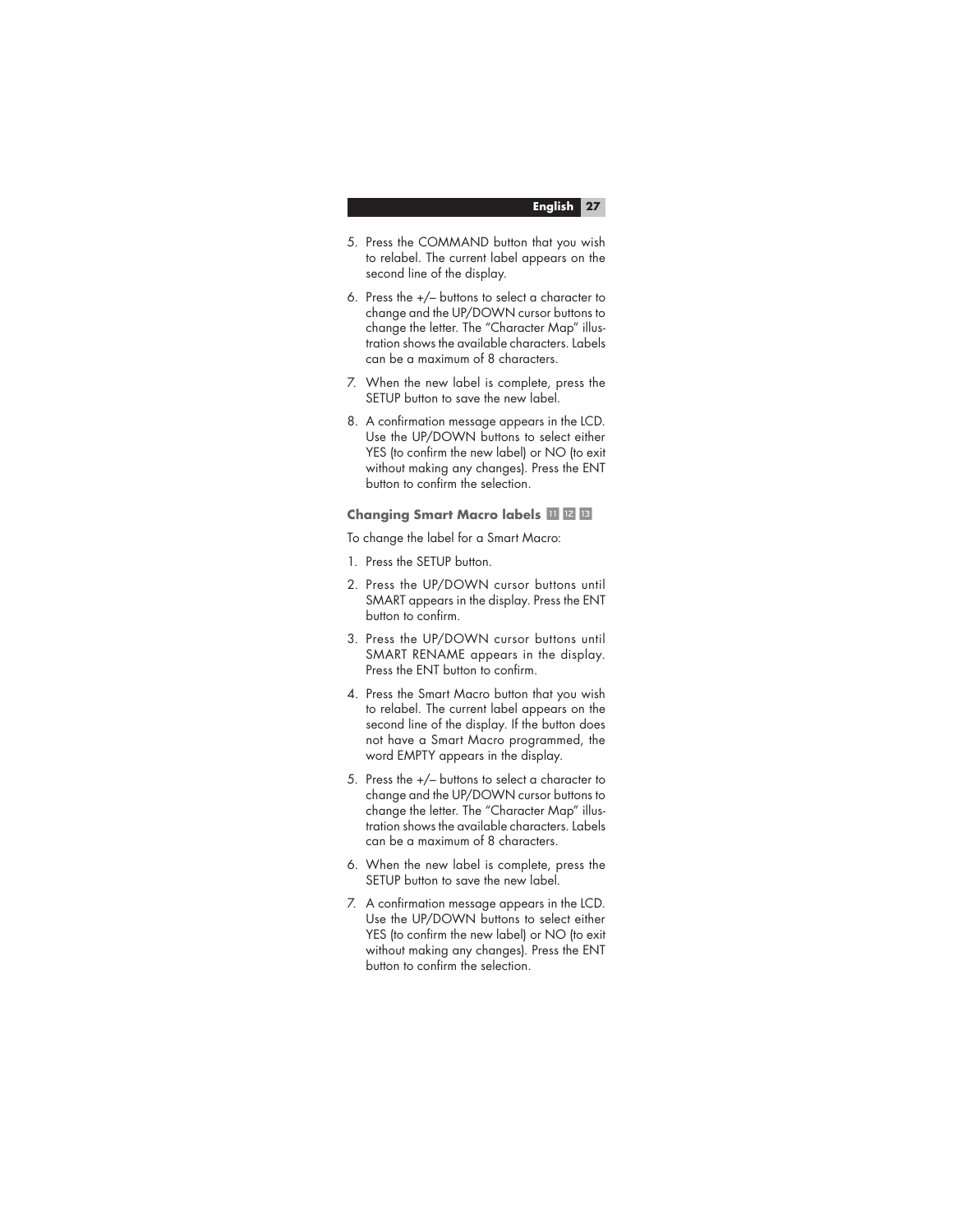5. Press the COMMAND button that you wish to relabel. The current label appears on the second line of the display.
6. Press the +/– buttons to select a character to change and the UP/DOWN cursor buttons to change the letter. The "Character Map" illustration shows the available characters. Labels can be a maximum of 8 characters.
7. When the new label is complete, press the SETUP button to save the new label.
8. A confirmation message appears in the LCD. Use the UP/DOWN buttons to select either YES (to confirm the new label) or NO (to exit without making any changes). Press the ENT button to confirm the selection.

### Changing Smart Macro labels 11 12 13

To change the label for a Smart Macro:

1. Press the SETUP button.
2. Press the UP/DOWN cursor buttons until SMART appears in the display. Press the ENT button to confirm.
3. Press the UP/DOWN cursor buttons until SMART RENAME appears in the display. Press the ENT button to confirm.
4. Press the Smart Macro button that you wish to relabel. The current label appears on the second line of the display. If the button does not have a Smart Macro programmed, the word EMPTY appears in the display.
5. Press the +/– buttons to select a character to change and the UP/DOWN cursor buttons to change the letter. The "Character Map" illustration shows the available characters. Labels can be a maximum of 8 characters.
6. When the new label is complete, press the SETUP button to save the new label.
7. A confirmation message appears in the LCD. Use the UP/DOWN buttons to select either YES (to confirm the new label) or NO (to exit without making any changes). Press the ENT button to confirm the selection.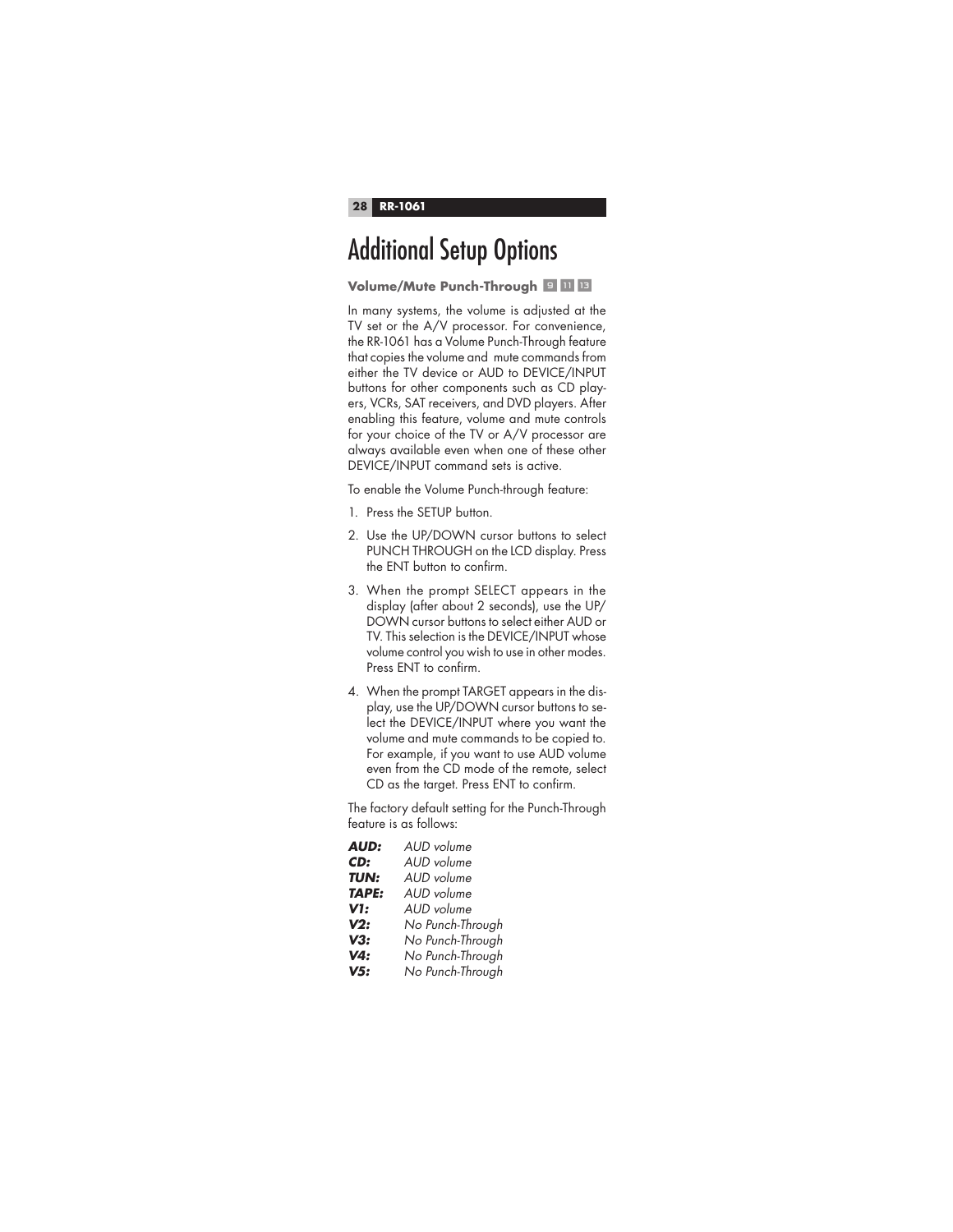# Additional Setup Options

### Volume/Mute Punch-Through 9 11 13

In many systems, the volume is adjusted at the TV set or the A/V processor. For convenience, the RR-1061 has a Volume Punch-Through feature that copies the volume and mute commands from either the TV device or AUD to DEVICE/INPUT buttons for other components such as CD players, VCRs, SAT receivers, and DVD players. After enabling this feature, volume and mute controls for your choice of the TV or A/V processor are always available even when one of these other DEVICE/INPUT command sets is active.

To enable the Volume Punch-through feature:

1. Press the SETUP button.
2. Use the UP/DOWN cursor buttons to select PUNCH THROUGH on the LCD display. Press the ENT button to confirm.
3. When the prompt SELECT appears in the display (after about 2 seconds), use the UP/DOWN cursor buttons to select either AUD or TV. This selection is the DEVICE/INPUT whose volume control you wish to use in other modes. Press ENT to confirm.
4. When the prompt TARGET appears in the display, use the UP/DOWN cursor buttons to select the DEVICE/INPUT where you want the volume and mute commands to be copied to. For example, if you want to use AUD volume even from the CD mode of the remote, select CD as the target. Press ENT to confirm.

The factory default setting for the Punch-Through feature is as follows:

***AUD:*** *AUD volume*
***CD:*** *AUD volume*
***TUN:*** *AUD volume*
***TAPE:*** *AUD volume*
***V1:*** *AUD volume*
***V2:*** *No Punch-Through*
***V3:*** *No Punch-Through*
***V4:*** *No Punch-Through*
***V5:*** *No Punch-Through*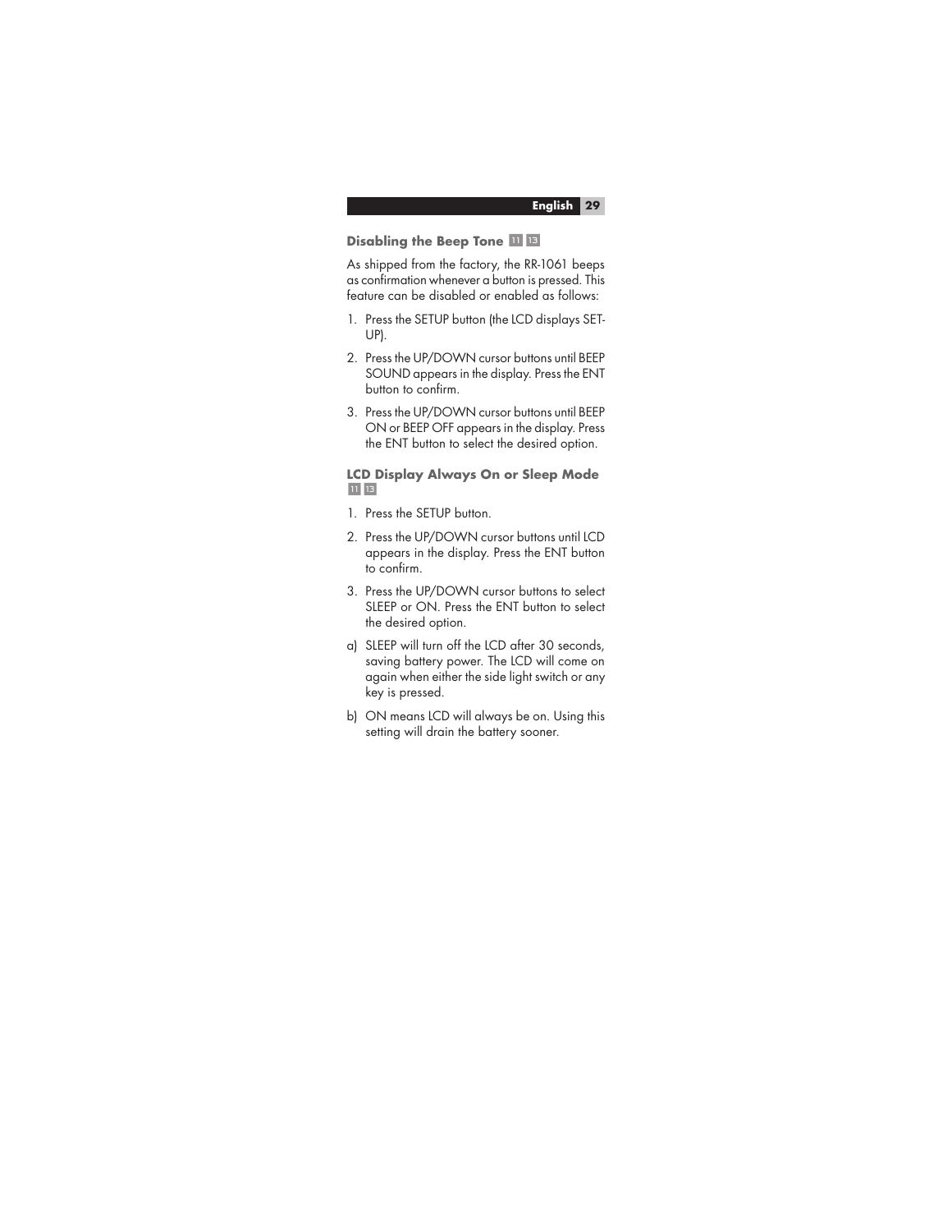## Disabling the Beep Tone 11 13

As shipped from the factory, the RR-1061 beeps as confirmation whenever a button is pressed. This feature can be disabled or enabled as follows:

1. Press the SETUP button (the LCD displays SET-UP).
2. Press the UP/DOWN cursor buttons until BEEP SOUND appears in the display. Press the ENT button to confirm.
3. Press the UP/DOWN cursor buttons until BEEP ON or BEEP OFF appears in the display. Press the ENT button to select the desired option.

## LCD Display Always On or Sleep Mode 11 13

1. Press the SETUP button.
2. Press the UP/DOWN cursor buttons until LCD appears in the display. Press the ENT button to confirm.
3. Press the UP/DOWN cursor buttons to select SLEEP or ON. Press the ENT button to select the desired option.

a) SLEEP will turn off the LCD after 30 seconds, saving battery power. The LCD will come on again when either the side light switch or any key is pressed.

b) ON means LCD will always be on. Using this setting will drain the battery sooner.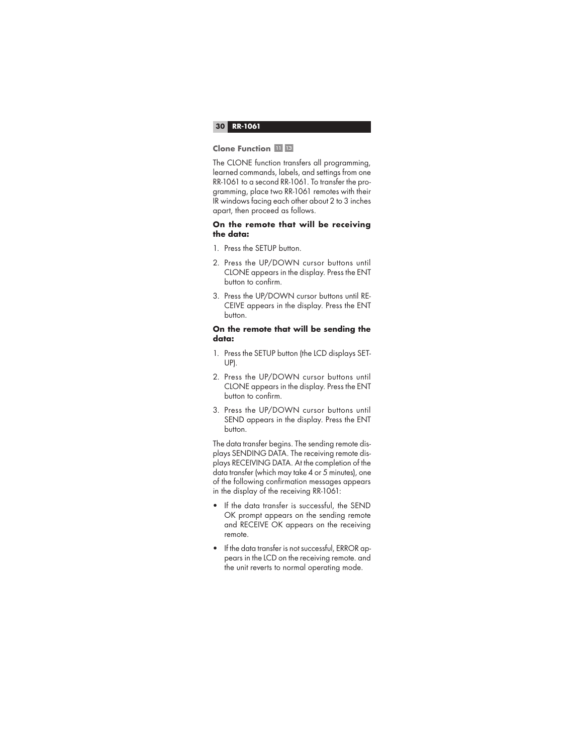## Clone Function 11 13

The CLONE function transfers all programming, learned commands, labels, and settings from one RR-1061 to a second RR-1061. To transfer the programming, place two RR-1061 remotes with their IR windows facing each other about 2 to 3 inches apart, then proceed as follows.

**On the remote that will be receiving the data:**

1. Press the SETUP button.
2. Press the UP/DOWN cursor buttons until CLONE appears in the display. Press the ENT button to confirm.
3. Press the UP/DOWN cursor buttons until RECEIVE appears in the display. Press the ENT button.

**On the remote that will be sending the data:**

1. Press the SETUP button (the LCD displays SETUP).
2. Press the UP/DOWN cursor buttons until CLONE appears in the display. Press the ENT button to confirm.
3. Press the UP/DOWN cursor buttons until SEND appears in the display. Press the ENT button.

The data transfer begins. The sending remote displays SENDING DATA. The receiving remote displays RECEIVING DATA. At the completion of the data transfer (which may take 4 or 5 minutes), one of the following confirmation messages appears in the display of the receiving RR-1061:

- If the data transfer is successful, the SEND OK prompt appears on the sending remote and RECEIVE OK appears on the receiving remote.
- If the data transfer is not successful, ERROR appears in the LCD on the receiving remote. and the unit reverts to normal operating mode.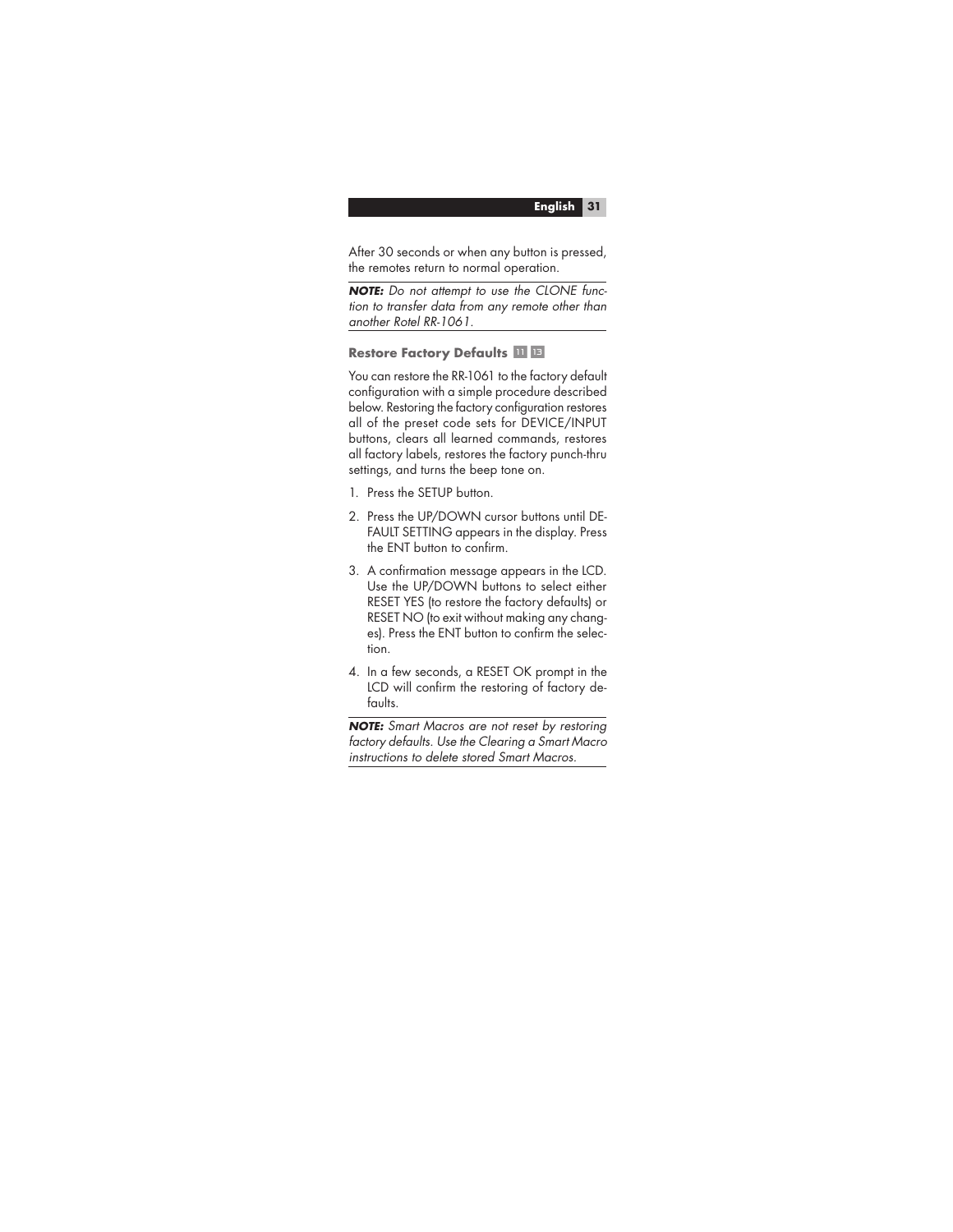After 30 seconds or when any button is pressed, the remotes return to normal operation.

***NOTE:*** *Do not attempt to use the CLONE function to transfer data from any remote other than another Rotel RR-1061.*

### Restore Factory Defaults 11 13

You can restore the RR-1061 to the factory default configuration with a simple procedure described below. Restoring the factory configuration restores all of the preset code sets for DEVICE/INPUT buttons, clears all learned commands, restores all factory labels, restores the factory punch-thru settings, and turns the beep tone on.

1. Press the SETUP button.
2. Press the UP/DOWN cursor buttons until DEFAULT SETTING appears in the display. Press the ENT button to confirm.
3. A confirmation message appears in the LCD. Use the UP/DOWN buttons to select either RESET YES (to restore the factory defaults) or RESET NO (to exit without making any changes). Press the ENT button to confirm the selection.
4. In a few seconds, a RESET OK prompt in the LCD will confirm the restoring of factory defaults.

***NOTE:*** *Smart Macros are not reset by restoring factory defaults. Use the Clearing a Smart Macro instructions to delete stored Smart Macros.*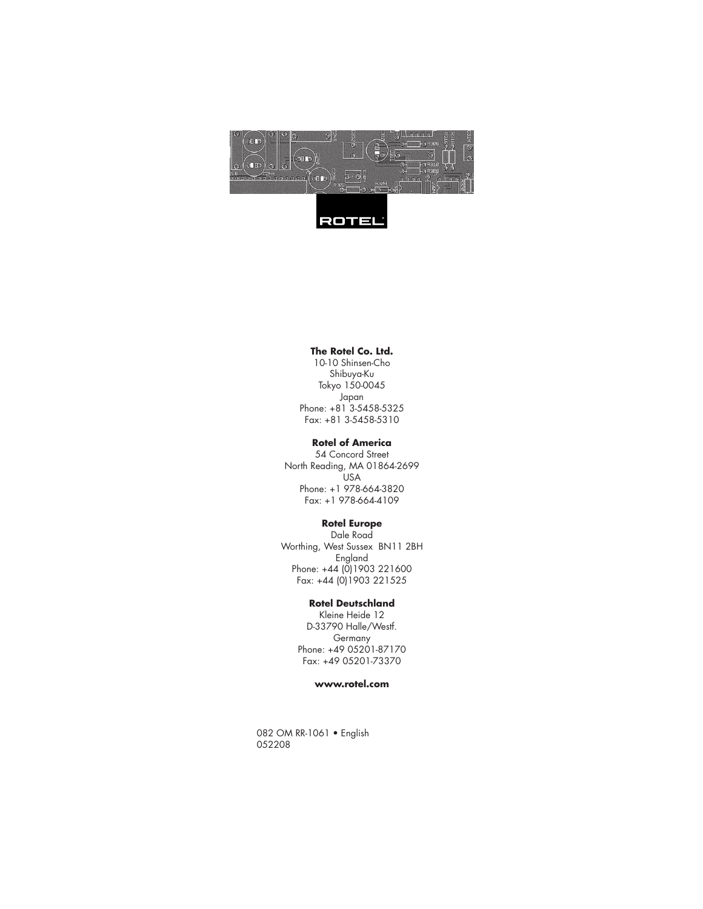ROTEL

**The Rotel Co. Ltd.**
10-10 Shinsen-Cho
Shibuya-Ku
Tokyo 150-0045
Japan
Phone: +81 3-5458-5325
Fax: +81 3-5458-5310

**Rotel of America**
54 Concord Street
North Reading, MA 01864-2699
USA
Phone: +1 978-664-3820
Fax: +1 978-664-4109

**Rotel Europe**
Dale Road
Worthing, West Sussex BN11 2BH
England
Phone: +44 (0)1903 221600
Fax: +44 (0)1903 221525

**Rotel Deutschland**
Kleine Heide 12
D-33790 Halle/Westf.
Germany
Phone: +49 05201-87170
Fax: +49 05201-73370

**www.rotel.com**

082 OM RR-1061 • English
052208